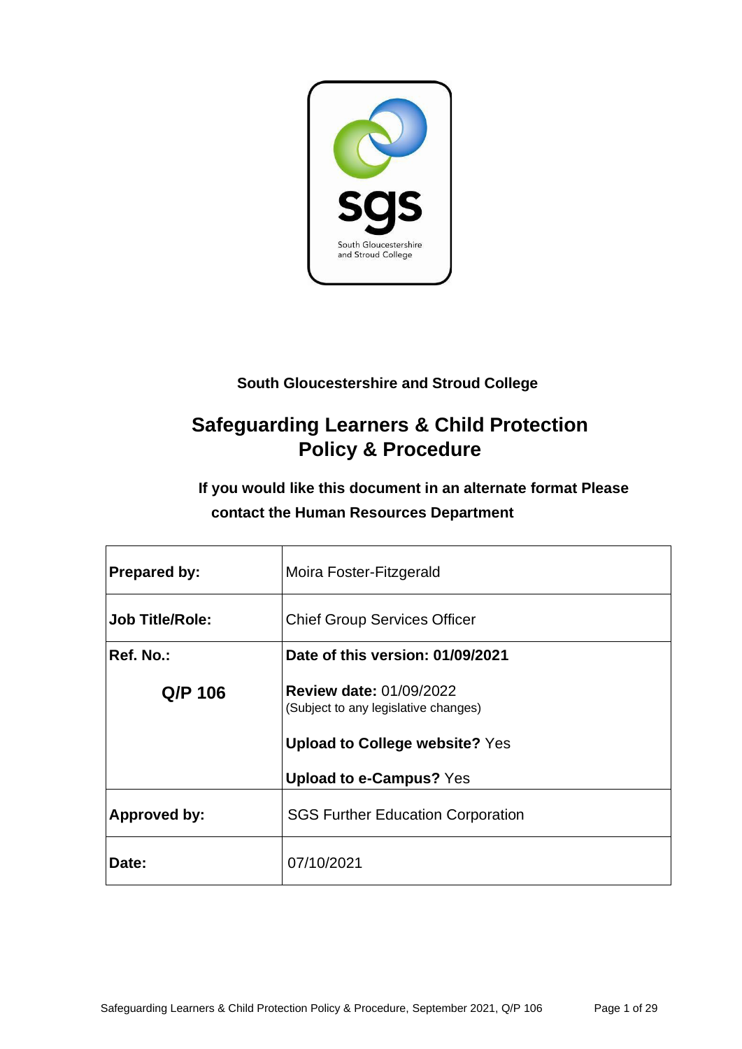**South Gloucestershire and Stroud College**

# Safeguarding Learners & Child Protection Policy & Procedure

**If you would like this document in an alternate format Please contact the Human Resources Department**

| | |
|---|---|
| **Prepared by:** | Moira Foster-Fitzgerald |
| **Job Title/Role:** | Chief Group Services Officer |
| **Ref. No.:** **Q/P 106** | **Date of this version: 01/09/2021** **Review date:** 01/09/2022 (Subject to any legislative changes) **Upload to College website?** Yes **Upload to e-Campus?** Yes |
| **Approved by:** | SGS Further Education Corporation |
| **Date:** | 07/10/2021 |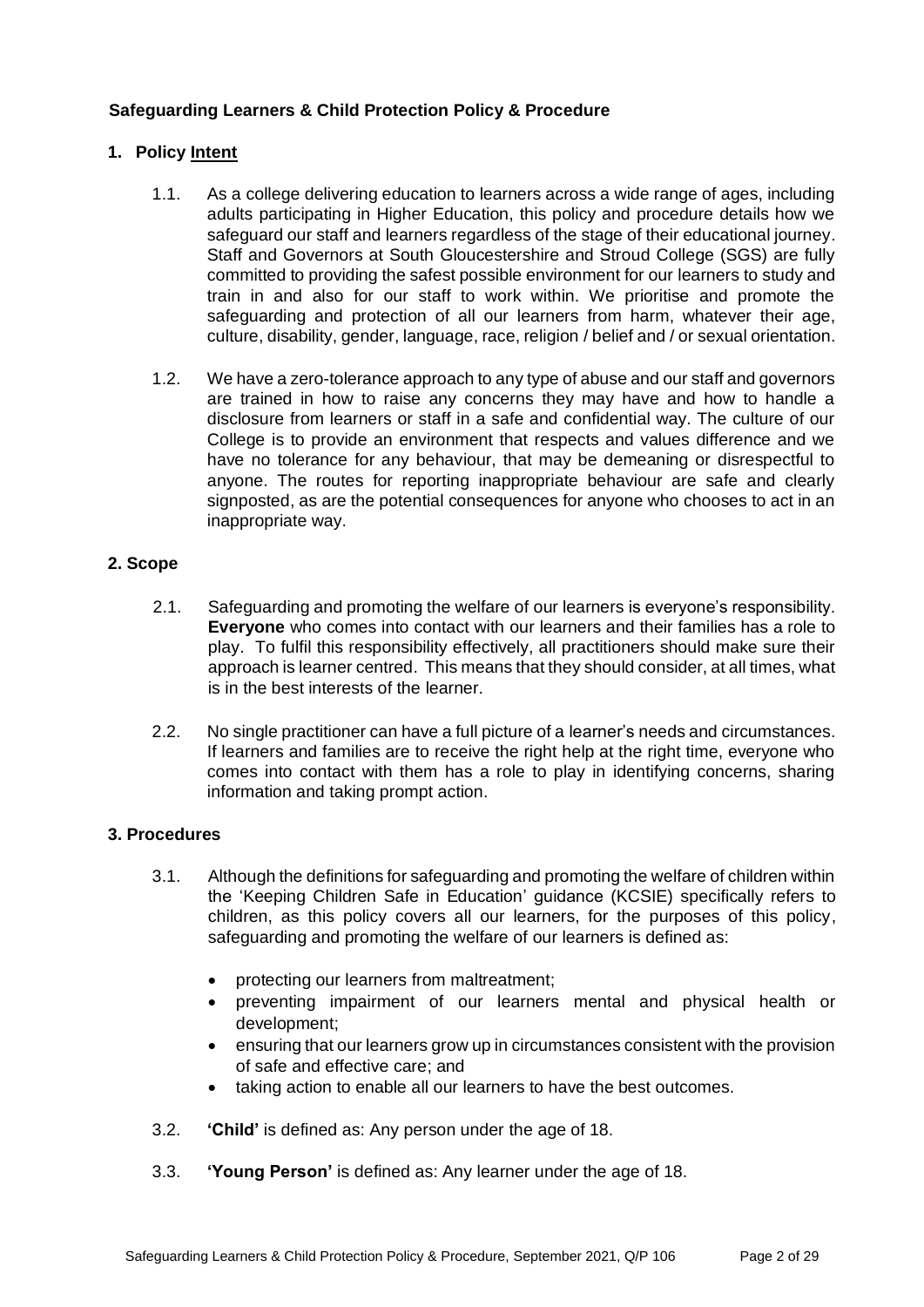**Safeguarding Learners & Child Protection Policy & Procedure**

## 1. Policy Intent

1.1. As a college delivering education to learners across a wide range of ages, including adults participating in Higher Education, this policy and procedure details how we safeguard our staff and learners regardless of the stage of their educational journey. Staff and Governors at South Gloucestershire and Stroud College (SGS) are fully committed to providing the safest possible environment for our learners to study and train in and also for our staff to work within. We prioritise and promote the safeguarding and protection of all our learners from harm, whatever their age, culture, disability, gender, language, race, religion / belief and / or sexual orientation.

1.2. We have a zero-tolerance approach to any type of abuse and our staff and governors are trained in how to raise any concerns they may have and how to handle a disclosure from learners or staff in a safe and confidential way. The culture of our College is to provide an environment that respects and values difference and we have no tolerance for any behaviour, that may be demeaning or disrespectful to anyone. The routes for reporting inappropriate behaviour are safe and clearly signposted, as are the potential consequences for anyone who chooses to act in an inappropriate way.

## 2. Scope

2.1. Safeguarding and promoting the welfare of our learners is everyone's responsibility. **Everyone** who comes into contact with our learners and their families has a role to play. To fulfil this responsibility effectively, all practitioners should make sure their approach is learner centred. This means that they should consider, at all times, what is in the best interests of the learner.

2.2. No single practitioner can have a full picture of a learner's needs and circumstances. If learners and families are to receive the right help at the right time, everyone who comes into contact with them has a role to play in identifying concerns, sharing information and taking prompt action.

## 3. Procedures

3.1. Although the definitions for safeguarding and promoting the welfare of children within the 'Keeping Children Safe in Education' guidance (KCSIE) specifically refers to children, as this policy covers all our learners, for the purposes of this policy, safeguarding and promoting the welfare of our learners is defined as:

- protecting our learners from maltreatment;
- preventing impairment of our learners mental and physical health or development;
- ensuring that our learners grow up in circumstances consistent with the provision of safe and effective care; and
- taking action to enable all our learners to have the best outcomes.

3.2. **'Child'** is defined as: Any person under the age of 18.

3.3. **'Young Person'** is defined as: Any learner under the age of 18.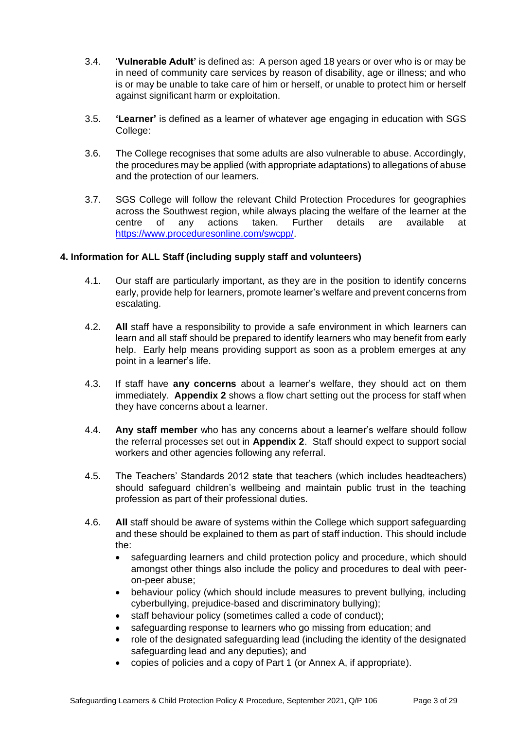3.4. '**Vulnerable Adult'** is defined as: A person aged 18 years or over who is or may be in need of community care services by reason of disability, age or illness; and who is or may be unable to take care of him or herself, or unable to protect him or herself against significant harm or exploitation.

3.5. **'Learner'** is defined as a learner of whatever age engaging in education with SGS College:

3.6. The College recognises that some adults are also vulnerable to abuse. Accordingly, the procedures may be applied (with appropriate adaptations) to allegations of abuse and the protection of our learners.

3.7. SGS College will follow the relevant Child Protection Procedures for geographies across the Southwest region, while always placing the welfare of the learner at the centre of any actions taken. Further details are available at [https://www.proceduresonline.com/swcpp/](https://www.proceduresonline.com/swcpp/).

## 4. Information for ALL Staff (including supply staff and volunteers)

4.1. Our staff are particularly important, as they are in the position to identify concerns early, provide help for learners, promote learner's welfare and prevent concerns from escalating.

4.2. **All** staff have a responsibility to provide a safe environment in which learners can learn and all staff should be prepared to identify learners who may benefit from early help. Early help means providing support as soon as a problem emerges at any point in a learner's life.

4.3. If staff have **any concerns** about a learner's welfare, they should act on them immediately. **Appendix 2** shows a flow chart setting out the process for staff when they have concerns about a learner.

4.4. **Any staff member** who has any concerns about a learner's welfare should follow the referral processes set out in **Appendix 2**. Staff should expect to support social workers and other agencies following any referral.

4.5. The Teachers' Standards 2012 state that teachers (which includes headteachers) should safeguard children's wellbeing and maintain public trust in the teaching profession as part of their professional duties.

4.6. **All** staff should be aware of systems within the College which support safeguarding and these should be explained to them as part of staff induction. This should include the:

- safeguarding learners and child protection policy and procedure, which should amongst other things also include the policy and procedures to deal with peer-on-peer abuse;
- behaviour policy (which should include measures to prevent bullying, including cyberbullying, prejudice-based and discriminatory bullying);
- staff behaviour policy (sometimes called a code of conduct);
- safeguarding response to learners who go missing from education; and
- role of the designated safeguarding lead (including the identity of the designated safeguarding lead and any deputies); and
- copies of policies and a copy of Part 1 (or Annex A, if appropriate).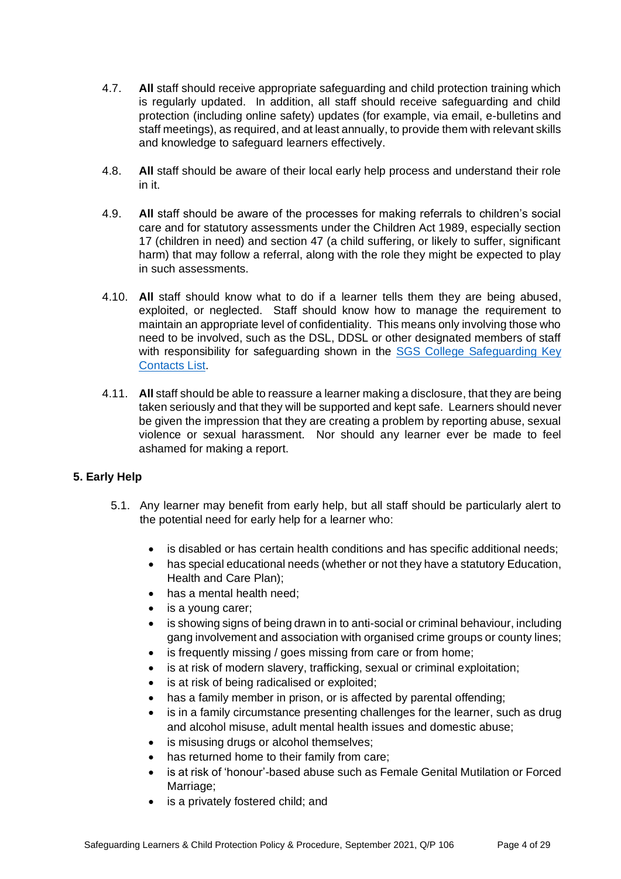4.7. **All** staff should receive appropriate safeguarding and child protection training which is regularly updated. In addition, all staff should receive safeguarding and child protection (including online safety) updates (for example, via email, e-bulletins and staff meetings), as required, and at least annually, to provide them with relevant skills and knowledge to safeguard learners effectively.

4.8. **All** staff should be aware of their local early help process and understand their role in it.

4.9. **All** staff should be aware of the processes for making referrals to children's social care and for statutory assessments under the Children Act 1989, especially section 17 (children in need) and section 47 (a child suffering, or likely to suffer, significant harm) that may follow a referral, along with the role they might be expected to play in such assessments.

4.10. **All** staff should know what to do if a learner tells them they are being abused, exploited, or neglected. Staff should know how to manage the requirement to maintain an appropriate level of confidentiality. This means only involving those who need to be involved, such as the DSL, DDSL or other designated members of staff with responsibility for safeguarding shown in the SGS College Safeguarding Key Contacts List.

4.11. **All** staff should be able to reassure a learner making a disclosure, that they are being taken seriously and that they will be supported and kept safe. Learners should never be given the impression that they are creating a problem by reporting abuse, sexual violence or sexual harassment. Nor should any learner ever be made to feel ashamed for making a report.

## 5. Early Help

5.1. Any learner may benefit from early help, but all staff should be particularly alert to the potential need for early help for a learner who:

- is disabled or has certain health conditions and has specific additional needs;
- has special educational needs (whether or not they have a statutory Education, Health and Care Plan);
- has a mental health need;
- is a young carer;
- is showing signs of being drawn in to anti-social or criminal behaviour, including gang involvement and association with organised crime groups or county lines;
- is frequently missing / goes missing from care or from home;
- is at risk of modern slavery, trafficking, sexual or criminal exploitation;
- is at risk of being radicalised or exploited;
- has a family member in prison, or is affected by parental offending;
- is in a family circumstance presenting challenges for the learner, such as drug and alcohol misuse, adult mental health issues and domestic abuse;
- is misusing drugs or alcohol themselves;
- has returned home to their family from care;
- is at risk of 'honour'-based abuse such as Female Genital Mutilation or Forced Marriage;
- is a privately fostered child; and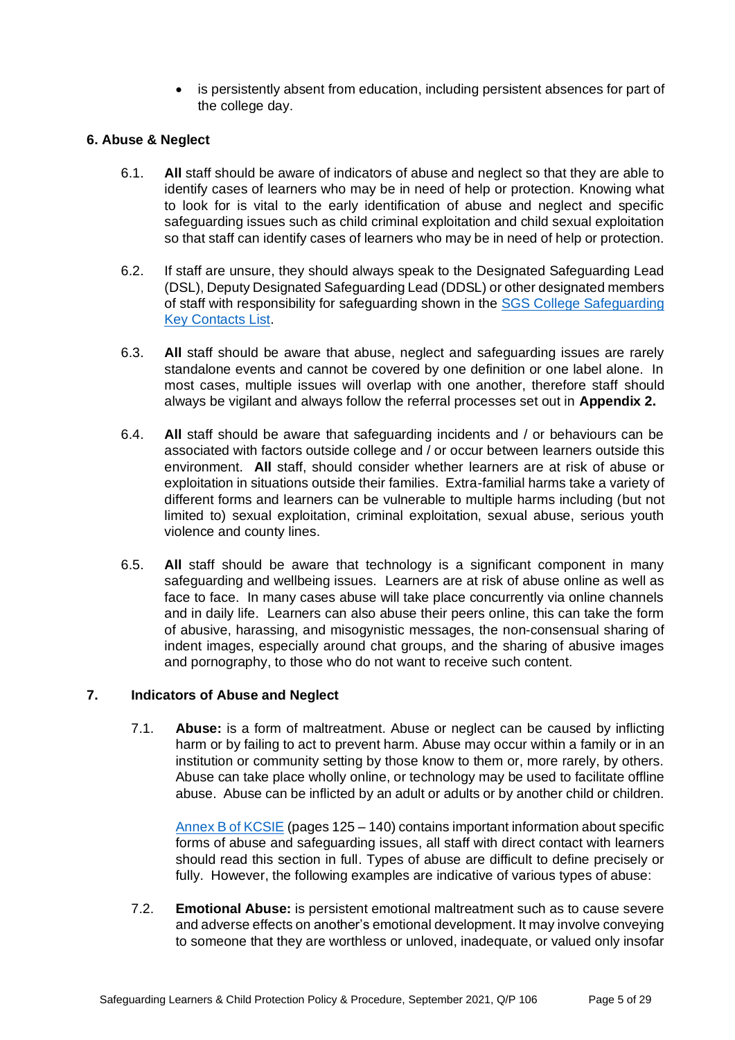- is persistently absent from education, including persistent absences for part of the college day.

### 6. Abuse & Neglect

6.1. **All** staff should be aware of indicators of abuse and neglect so that they are able to identify cases of learners who may be in need of help or protection. Knowing what to look for is vital to the early identification of abuse and neglect and specific safeguarding issues such as child criminal exploitation and child sexual exploitation so that staff can identify cases of learners who may be in need of help or protection.

6.2. If staff are unsure, they should always speak to the Designated Safeguarding Lead (DSL), Deputy Designated Safeguarding Lead (DDSL) or other designated members of staff with responsibility for safeguarding shown in the [SGS College Safeguarding Key Contacts List](#).

6.3. **All** staff should be aware that abuse, neglect and safeguarding issues are rarely standalone events and cannot be covered by one definition or one label alone. In most cases, multiple issues will overlap with one another, therefore staff should always be vigilant and always follow the referral processes set out in **Appendix 2.**

6.4. **All** staff should be aware that safeguarding incidents and / or behaviours can be associated with factors outside college and / or occur between learners outside this environment. **All** staff, should consider whether learners are at risk of abuse or exploitation in situations outside their families. Extra-familial harms take a variety of different forms and learners can be vulnerable to multiple harms including (but not limited to) sexual exploitation, criminal exploitation, sexual abuse, serious youth violence and county lines.

6.5. **All** staff should be aware that technology is a significant component in many safeguarding and wellbeing issues. Learners are at risk of abuse online as well as face to face. In many cases abuse will take place concurrently via online channels and in daily life. Learners can also abuse their peers online, this can take the form of abusive, harassing, and misogynistic messages, the non-consensual sharing of indent images, especially around chat groups, and the sharing of abusive images and pornography, to those who do not want to receive such content.

### 7. Indicators of Abuse and Neglect

7.1. **Abuse:** is a form of maltreatment. Abuse or neglect can be caused by inflicting harm or by failing to act to prevent harm. Abuse may occur within a family or in an institution or community setting by those know to them or, more rarely, by others. Abuse can take place wholly online, or technology may be used to facilitate offline abuse. Abuse can be inflicted by an adult or adults or by another child or children.

[Annex B of KCSIE](#) (pages 125 – 140) contains important information about specific forms of abuse and safeguarding issues, all staff with direct contact with learners should read this section in full. Types of abuse are difficult to define precisely or fully. However, the following examples are indicative of various types of abuse:

7.2. **Emotional Abuse:** is persistent emotional maltreatment such as to cause severe and adverse effects on another's emotional development. It may involve conveying to someone that they are worthless or unloved, inadequate, or valued only insofar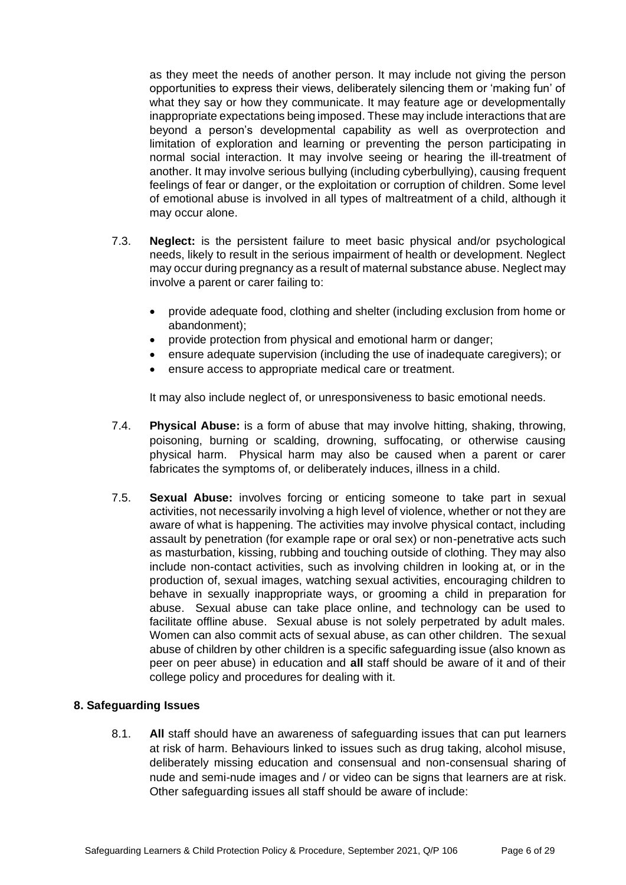as they meet the needs of another person. It may include not giving the person opportunities to express their views, deliberately silencing them or 'making fun' of what they say or how they communicate. It may feature age or developmentally inappropriate expectations being imposed. These may include interactions that are beyond a person's developmental capability as well as overprotection and limitation of exploration and learning or preventing the person participating in normal social interaction. It may involve seeing or hearing the ill-treatment of another. It may involve serious bullying (including cyberbullying), causing frequent feelings of fear or danger, or the exploitation or corruption of children. Some level of emotional abuse is involved in all types of maltreatment of a child, although it may occur alone.

7.3. **Neglect:** is the persistent failure to meet basic physical and/or psychological needs, likely to result in the serious impairment of health or development. Neglect may occur during pregnancy as a result of maternal substance abuse. Neglect may involve a parent or carer failing to:

- provide adequate food, clothing and shelter (including exclusion from home or abandonment);
- provide protection from physical and emotional harm or danger;
- ensure adequate supervision (including the use of inadequate caregivers); or
- ensure access to appropriate medical care or treatment.

It may also include neglect of, or unresponsiveness to basic emotional needs.

7.4. **Physical Abuse:** is a form of abuse that may involve hitting, shaking, throwing, poisoning, burning or scalding, drowning, suffocating, or otherwise causing physical harm. Physical harm may also be caused when a parent or carer fabricates the symptoms of, or deliberately induces, illness in a child.

7.5. **Sexual Abuse:** involves forcing or enticing someone to take part in sexual activities, not necessarily involving a high level of violence, whether or not they are aware of what is happening. The activities may involve physical contact, including assault by penetration (for example rape or oral sex) or non-penetrative acts such as masturbation, kissing, rubbing and touching outside of clothing. They may also include non-contact activities, such as involving children in looking at, or in the production of, sexual images, watching sexual activities, encouraging children to behave in sexually inappropriate ways, or grooming a child in preparation for abuse. Sexual abuse can take place online, and technology can be used to facilitate offline abuse. Sexual abuse is not solely perpetrated by adult males. Women can also commit acts of sexual abuse, as can other children. The sexual abuse of children by other children is a specific safeguarding issue (also known as peer on peer abuse) in education and **all** staff should be aware of it and of their college policy and procedures for dealing with it.

## 8. Safeguarding Issues

8.1. **All** staff should have an awareness of safeguarding issues that can put learners at risk of harm. Behaviours linked to issues such as drug taking, alcohol misuse, deliberately missing education and consensual and non-consensual sharing of nude and semi-nude images and / or video can be signs that learners are at risk. Other safeguarding issues all staff should be aware of include: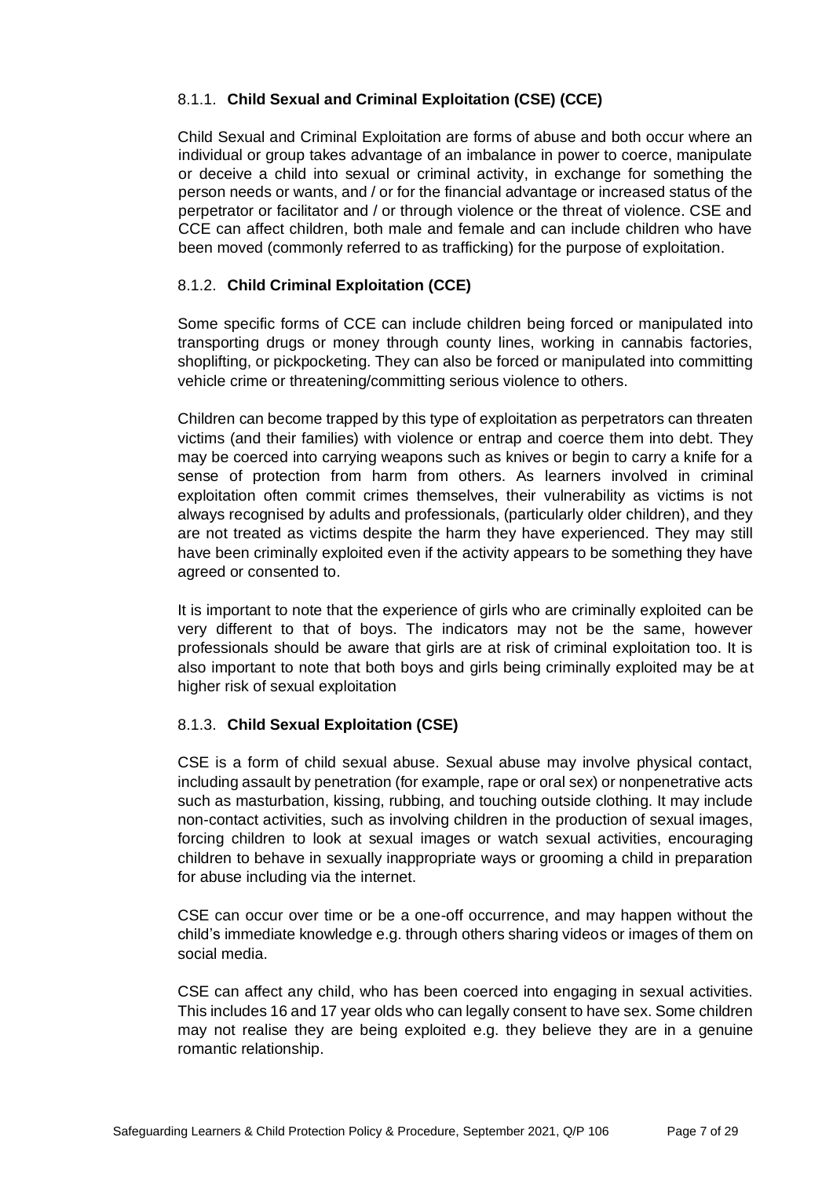### 8.1.1. Child Sexual and Criminal Exploitation (CSE) (CCE)

Child Sexual and Criminal Exploitation are forms of abuse and both occur where an individual or group takes advantage of an imbalance in power to coerce, manipulate or deceive a child into sexual or criminal activity, in exchange for something the person needs or wants, and / or for the financial advantage or increased status of the perpetrator or facilitator and / or through violence or the threat of violence. CSE and CCE can affect children, both male and female and can include children who have been moved (commonly referred to as trafficking) for the purpose of exploitation.

### 8.1.2. Child Criminal Exploitation (CCE)

Some specific forms of CCE can include children being forced or manipulated into transporting drugs or money through county lines, working in cannabis factories, shoplifting, or pickpocketing. They can also be forced or manipulated into committing vehicle crime or threatening/committing serious violence to others.

Children can become trapped by this type of exploitation as perpetrators can threaten victims (and their families) with violence or entrap and coerce them into debt. They may be coerced into carrying weapons such as knives or begin to carry a knife for a sense of protection from harm from others. As learners involved in criminal exploitation often commit crimes themselves, their vulnerability as victims is not always recognised by adults and professionals, (particularly older children), and they are not treated as victims despite the harm they have experienced. They may still have been criminally exploited even if the activity appears to be something they have agreed or consented to.

It is important to note that the experience of girls who are criminally exploited can be very different to that of boys. The indicators may not be the same, however professionals should be aware that girls are at risk of criminal exploitation too. It is also important to note that both boys and girls being criminally exploited may be at higher risk of sexual exploitation

### 8.1.3. Child Sexual Exploitation (CSE)

CSE is a form of child sexual abuse. Sexual abuse may involve physical contact, including assault by penetration (for example, rape or oral sex) or nonpenetrative acts such as masturbation, kissing, rubbing, and touching outside clothing. It may include non-contact activities, such as involving children in the production of sexual images, forcing children to look at sexual images or watch sexual activities, encouraging children to behave in sexually inappropriate ways or grooming a child in preparation for abuse including via the internet.

CSE can occur over time or be a one-off occurrence, and may happen without the child's immediate knowledge e.g. through others sharing videos or images of them on social media.

CSE can affect any child, who has been coerced into engaging in sexual activities. This includes 16 and 17 year olds who can legally consent to have sex. Some children may not realise they are being exploited e.g. they believe they are in a genuine romantic relationship.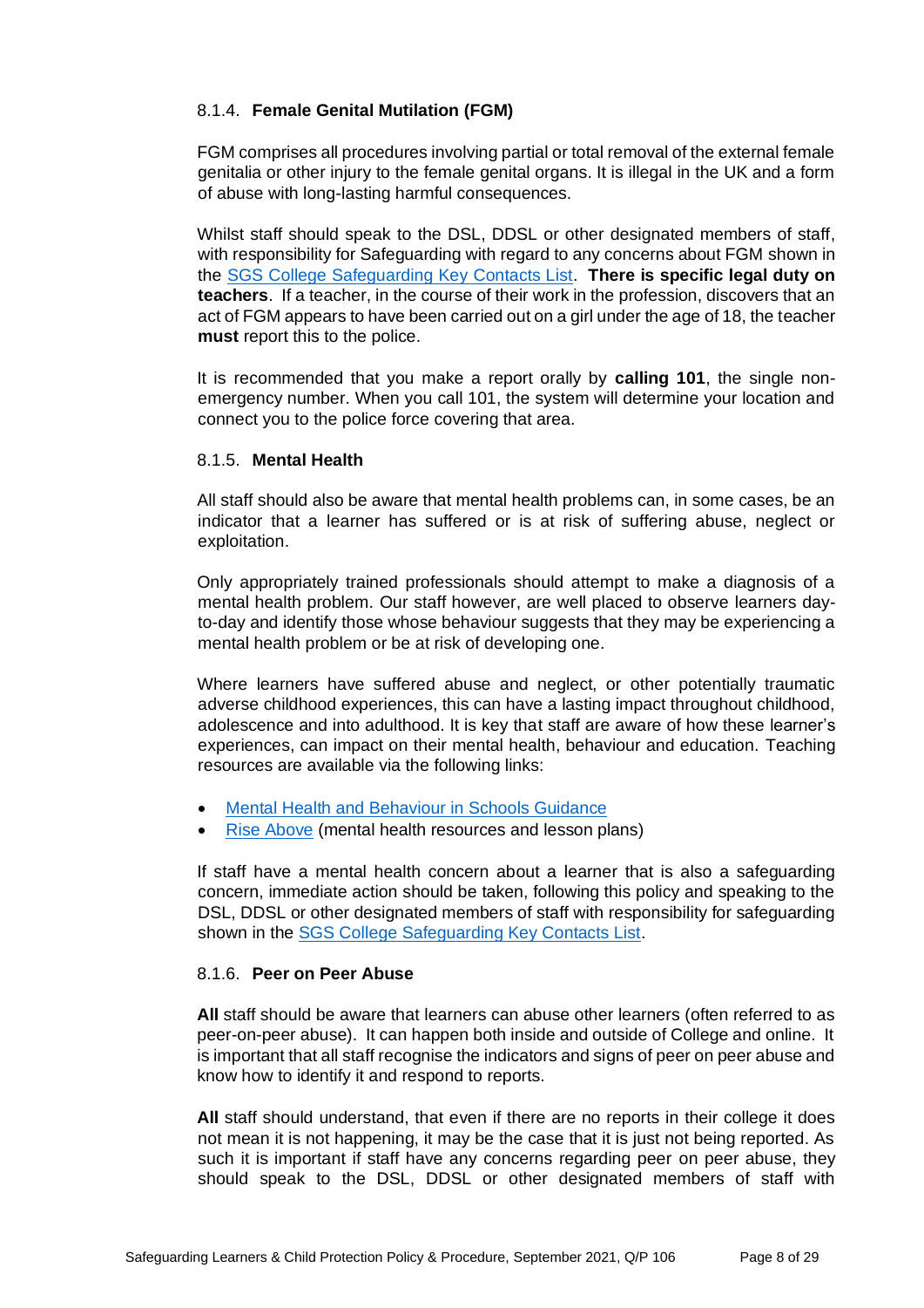#### 8.1.4. Female Genital Mutilation (FGM)

FGM comprises all procedures involving partial or total removal of the external female genitalia or other injury to the female genital organs. It is illegal in the UK and a form of abuse with long-lasting harmful consequences.

Whilst staff should speak to the DSL, DDSL or other designated members of staff, with responsibility for Safeguarding with regard to any concerns about FGM shown in the [SGS College Safeguarding Key Contacts List](). **There is specific legal duty on teachers**. If a teacher, in the course of their work in the profession, discovers that an act of FGM appears to have been carried out on a girl under the age of 18, the teacher **must** report this to the police.

It is recommended that you make a report orally by **calling 101**, the single non-emergency number. When you call 101, the system will determine your location and connect you to the police force covering that area.

#### 8.1.5. Mental Health

All staff should also be aware that mental health problems can, in some cases, be an indicator that a learner has suffered or is at risk of suffering abuse, neglect or exploitation.

Only appropriately trained professionals should attempt to make a diagnosis of a mental health problem. Our staff however, are well placed to observe learners day-to-day and identify those whose behaviour suggests that they may be experiencing a mental health problem or be at risk of developing one.

Where learners have suffered abuse and neglect, or other potentially traumatic adverse childhood experiences, this can have a lasting impact throughout childhood, adolescence and into adulthood. It is key that staff are aware of how these learner's experiences, can impact on their mental health, behaviour and education. Teaching resources are available via the following links:

- [Mental Health and Behaviour in Schools Guidance]()
- [Rise Above]() (mental health resources and lesson plans)

If staff have a mental health concern about a learner that is also a safeguarding concern, immediate action should be taken, following this policy and speaking to the DSL, DDSL or other designated members of staff with responsibility for safeguarding shown in the [SGS College Safeguarding Key Contacts List]().

#### 8.1.6. Peer on Peer Abuse

**All** staff should be aware that learners can abuse other learners (often referred to as peer-on-peer abuse). It can happen both inside and outside of College and online. It is important that all staff recognise the indicators and signs of peer on peer abuse and know how to identify it and respond to reports.

**All** staff should understand, that even if there are no reports in their college it does not mean it is not happening, it may be the case that it is just not being reported. As such it is important if staff have any concerns regarding peer on peer abuse, they should speak to the DSL, DDSL or other designated members of staff with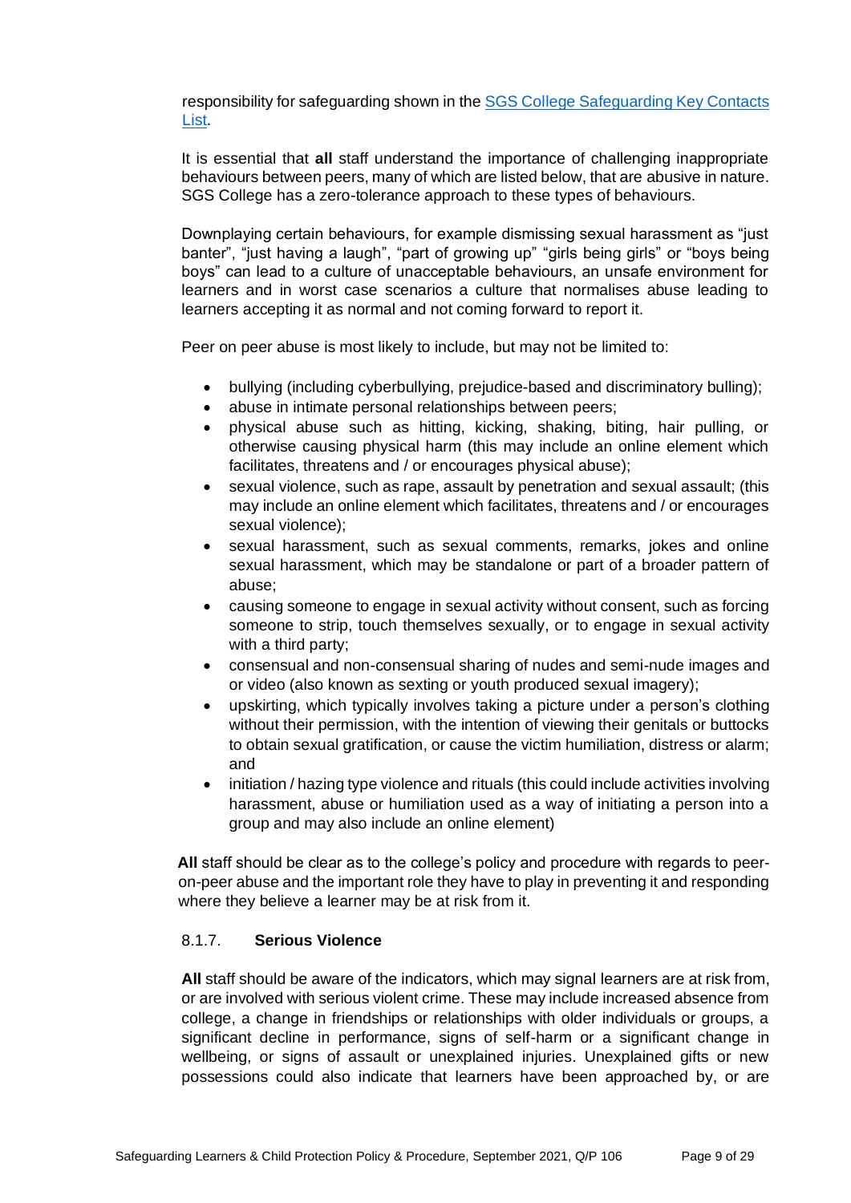responsibility for safeguarding shown in the [SGS College Safeguarding Key Contacts List](#).

It is essential that **all** staff understand the importance of challenging inappropriate behaviours between peers, many of which are listed below, that are abusive in nature. SGS College has a zero-tolerance approach to these types of behaviours.

Downplaying certain behaviours, for example dismissing sexual harassment as "just banter", "just having a laugh", "part of growing up" "girls being girls" or "boys being boys" can lead to a culture of unacceptable behaviours, an unsafe environment for learners and in worst case scenarios a culture that normalises abuse leading to learners accepting it as normal and not coming forward to report it.

Peer on peer abuse is most likely to include, but may not be limited to:

- bullying (including cyberbullying, prejudice-based and discriminatory bulling);
- abuse in intimate personal relationships between peers;
- physical abuse such as hitting, kicking, shaking, biting, hair pulling, or otherwise causing physical harm (this may include an online element which facilitates, threatens and / or encourages physical abuse);
- sexual violence, such as rape, assault by penetration and sexual assault; (this may include an online element which facilitates, threatens and / or encourages sexual violence);
- sexual harassment, such as sexual comments, remarks, jokes and online sexual harassment, which may be standalone or part of a broader pattern of abuse;
- causing someone to engage in sexual activity without consent, such as forcing someone to strip, touch themselves sexually, or to engage in sexual activity with a third party;
- consensual and non-consensual sharing of nudes and semi-nude images and or video (also known as sexting or youth produced sexual imagery);
- upskirting, which typically involves taking a picture under a person's clothing without their permission, with the intention of viewing their genitals or buttocks to obtain sexual gratification, or cause the victim humiliation, distress or alarm; and
- initiation / hazing type violence and rituals (this could include activities involving harassment, abuse or humiliation used as a way of initiating a person into a group and may also include an online element)

**All** staff should be clear as to the college's policy and procedure with regards to peer-on-peer abuse and the important role they have to play in preventing it and responding where they believe a learner may be at risk from it.

#### 8.1.7. **Serious Violence**

**All** staff should be aware of the indicators, which may signal learners are at risk from, or are involved with serious violent crime. These may include increased absence from college, a change in friendships or relationships with older individuals or groups, a significant decline in performance, signs of self-harm or a significant change in wellbeing, or signs of assault or unexplained injuries. Unexplained gifts or new possessions could also indicate that learners have been approached by, or are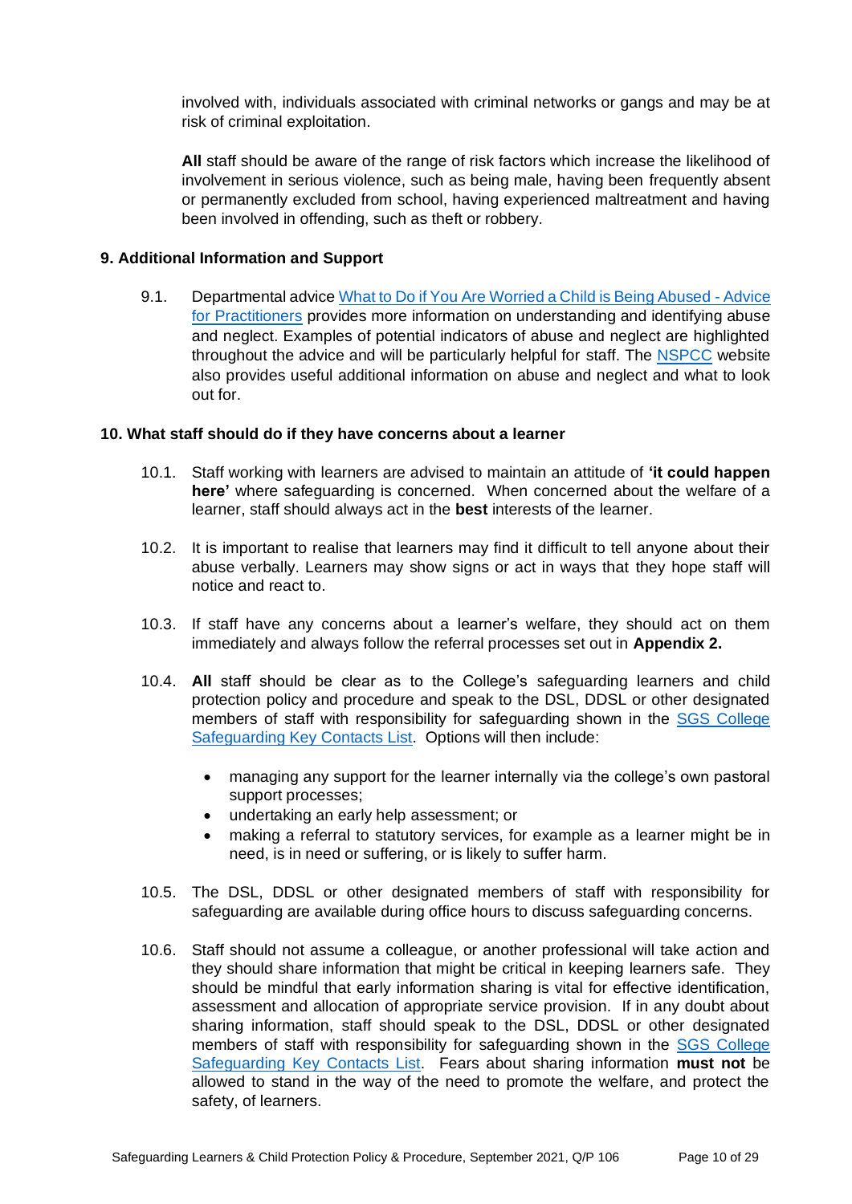involved with, individuals associated with criminal networks or gangs and may be at risk of criminal exploitation.

**All** staff should be aware of the range of risk factors which increase the likelihood of involvement in serious violence, such as being male, having been frequently absent or permanently excluded from school, having experienced maltreatment and having been involved in offending, such as theft or robbery.

## 9. Additional Information and Support

9.1. Departmental advice [What to Do if You Are Worried a Child is Being Abused - Advice for Practitioners]() provides more information on understanding and identifying abuse and neglect. Examples of potential indicators of abuse and neglect are highlighted throughout the advice and will be particularly helpful for staff. The [NSPCC]() website also provides useful additional information on abuse and neglect and what to look out for.

## 10. What staff should do if they have concerns about a learner

10.1. Staff working with learners are advised to maintain an attitude of **'it could happen here'** where safeguarding is concerned. When concerned about the welfare of a learner, staff should always act in the **best** interests of the learner.

10.2. It is important to realise that learners may find it difficult to tell anyone about their abuse verbally. Learners may show signs or act in ways that they hope staff will notice and react to.

10.3. If staff have any concerns about a learner's welfare, they should act on them immediately and always follow the referral processes set out in **Appendix 2.**

10.4. **All** staff should be clear as to the College's safeguarding learners and child protection policy and procedure and speak to the DSL, DDSL or other designated members of staff with responsibility for safeguarding shown in the [SGS College Safeguarding Key Contacts List](). Options will then include:

- managing any support for the learner internally via the college's own pastoral support processes;
- undertaking an early help assessment; or
- making a referral to statutory services, for example as a learner might be in need, is in need or suffering, or is likely to suffer harm.

10.5. The DSL, DDSL or other designated members of staff with responsibility for safeguarding are available during office hours to discuss safeguarding concerns.

10.6. Staff should not assume a colleague, or another professional will take action and they should share information that might be critical in keeping learners safe. They should be mindful that early information sharing is vital for effective identification, assessment and allocation of appropriate service provision. If in any doubt about sharing information, staff should speak to the DSL, DDSL or other designated members of staff with responsibility for safeguarding shown in the [SGS College Safeguarding Key Contacts List](). Fears about sharing information **must not** be allowed to stand in the way of the need to promote the welfare, and protect the safety, of learners.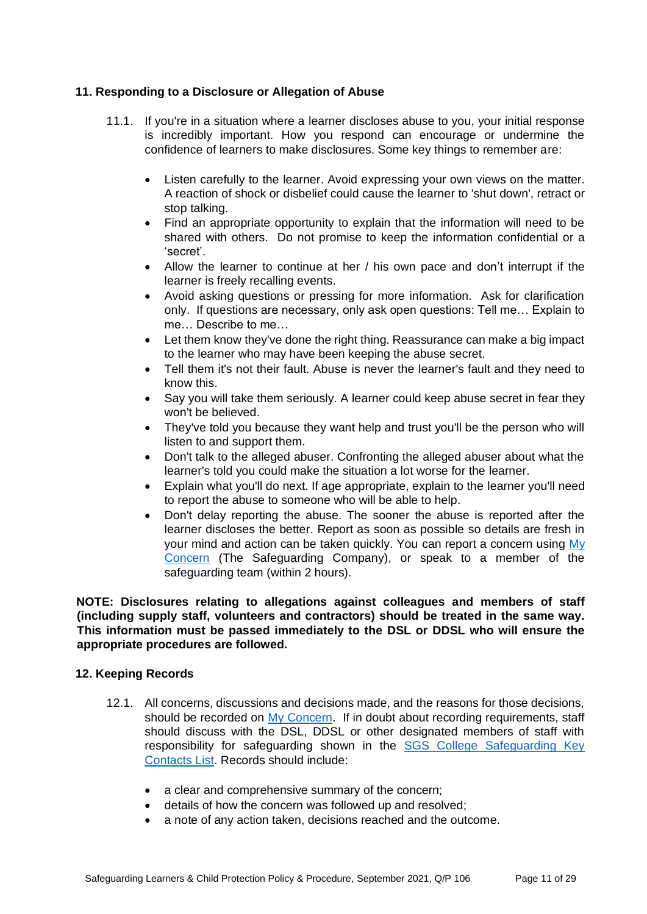## 11. Responding to a Disclosure or Allegation of Abuse

11.1. If you're in a situation where a learner discloses abuse to you, your initial response is incredibly important. How you respond can encourage or undermine the confidence of learners to make disclosures. Some key things to remember are:

- Listen carefully to the learner. Avoid expressing your own views on the matter. A reaction of shock or disbelief could cause the learner to 'shut down', retract or stop talking.
- Find an appropriate opportunity to explain that the information will need to be shared with others. Do not promise to keep the information confidential or a 'secret'.
- Allow the learner to continue at her / his own pace and don't interrupt if the learner is freely recalling events.
- Avoid asking questions or pressing for more information. Ask for clarification only. If questions are necessary, only ask open questions: Tell me… Explain to me… Describe to me…
- Let them know they've done the right thing. Reassurance can make a big impact to the learner who may have been keeping the abuse secret.
- Tell them it's not their fault. Abuse is never the learner's fault and they need to know this.
- Say you will take them seriously. A learner could keep abuse secret in fear they won't be believed.
- They've told you because they want help and trust you'll be the person who will listen to and support them.
- Don't talk to the alleged abuser. Confronting the alleged abuser about what the learner's told you could make the situation a lot worse for the learner.
- Explain what you'll do next. If age appropriate, explain to the learner you'll need to report the abuse to someone who will be able to help.
- Don't delay reporting the abuse. The sooner the abuse is reported after the learner discloses the better. Report as soon as possible so details are fresh in your mind and action can be taken quickly. You can report a concern using [My Concern]() (The Safeguarding Company), or speak to a member of the safeguarding team (within 2 hours).

**NOTE: Disclosures relating to allegations against colleagues and members of staff (including supply staff, volunteers and contractors) should be treated in the same way. This information must be passed immediately to the DSL or DDSL who will ensure the appropriate procedures are followed.**

## 12. Keeping Records

12.1. All concerns, discussions and decisions made, and the reasons for those decisions, should be recorded on [My Concern](). If in doubt about recording requirements, staff should discuss with the DSL, DDSL or other designated members of staff with responsibility for safeguarding shown in the [SGS College Safeguarding Key Contacts List](). Records should include:

- a clear and comprehensive summary of the concern;
- details of how the concern was followed up and resolved;
- a note of any action taken, decisions reached and the outcome.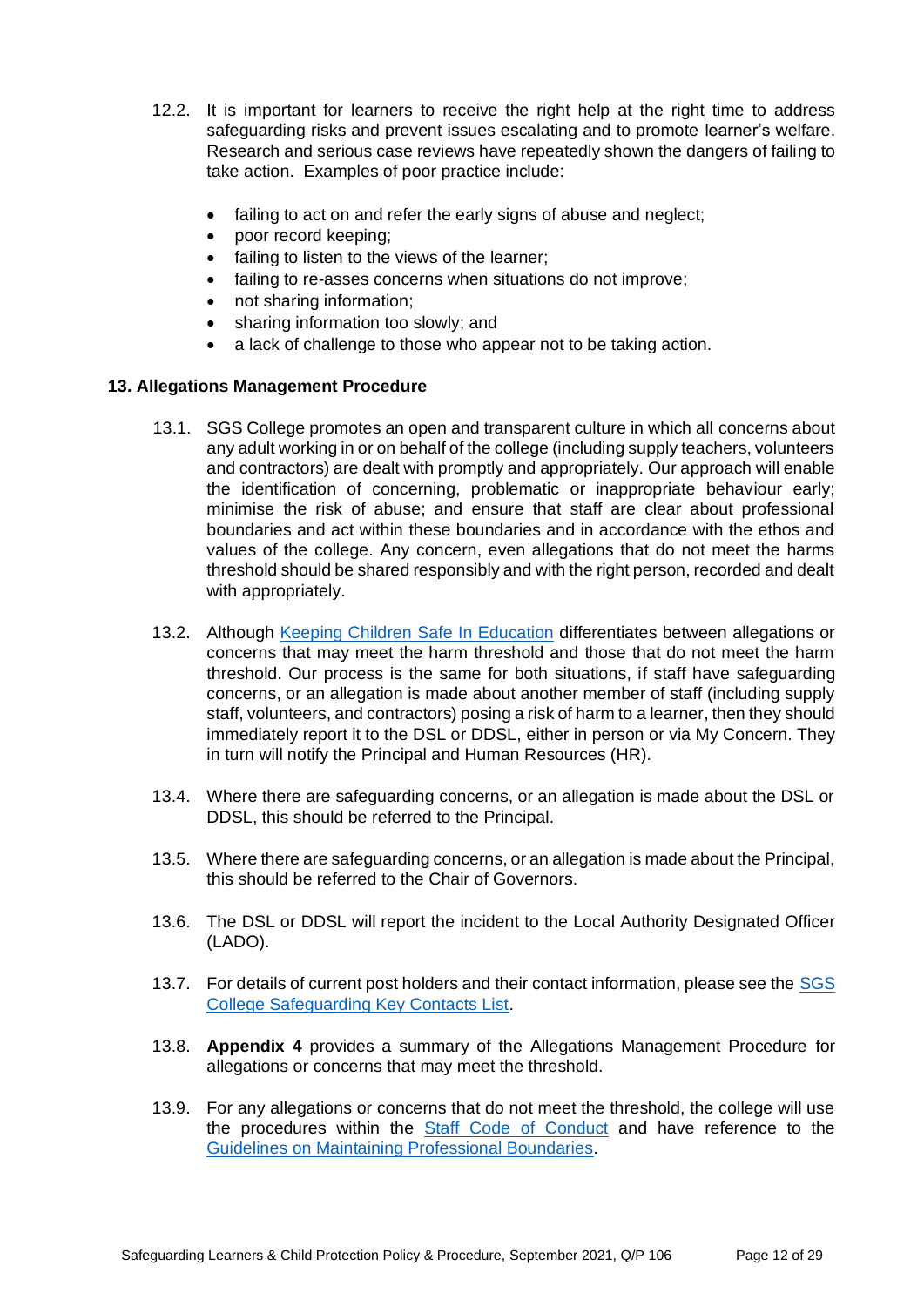12.2. It is important for learners to receive the right help at the right time to address safeguarding risks and prevent issues escalating and to promote learner's welfare. Research and serious case reviews have repeatedly shown the dangers of failing to take action. Examples of poor practice include:

- failing to act on and refer the early signs of abuse and neglect;
- poor record keeping;
- failing to listen to the views of the learner;
- failing to re-asses concerns when situations do not improve;
- not sharing information;
- sharing information too slowly; and
- a lack of challenge to those who appear not to be taking action.

**13. Allegations Management Procedure**

13.1. SGS College promotes an open and transparent culture in which all concerns about any adult working in or on behalf of the college (including supply teachers, volunteers and contractors) are dealt with promptly and appropriately. Our approach will enable the identification of concerning, problematic or inappropriate behaviour early; minimise the risk of abuse; and ensure that staff are clear about professional boundaries and act within these boundaries and in accordance with the ethos and values of the college. Any concern, even allegations that do not meet the harms threshold should be shared responsibly and with the right person, recorded and dealt with appropriately.

13.2. Although Keeping Children Safe In Education differentiates between allegations or concerns that may meet the harm threshold and those that do not meet the harm threshold. Our process is the same for both situations, if staff have safeguarding concerns, or an allegation is made about another member of staff (including supply staff, volunteers, and contractors) posing a risk of harm to a learner, then they should immediately report it to the DSL or DDSL, either in person or via My Concern. They in turn will notify the Principal and Human Resources (HR).

13.4. Where there are safeguarding concerns, or an allegation is made about the DSL or DDSL, this should be referred to the Principal.

13.5. Where there are safeguarding concerns, or an allegation is made about the Principal, this should be referred to the Chair of Governors.

13.6. The DSL or DDSL will report the incident to the Local Authority Designated Officer (LADO).

13.7. For details of current post holders and their contact information, please see the SGS College Safeguarding Key Contacts List.

13.8. **Appendix 4** provides a summary of the Allegations Management Procedure for allegations or concerns that may meet the threshold.

13.9. For any allegations or concerns that do not meet the threshold, the college will use the procedures within the Staff Code of Conduct and have reference to the Guidelines on Maintaining Professional Boundaries.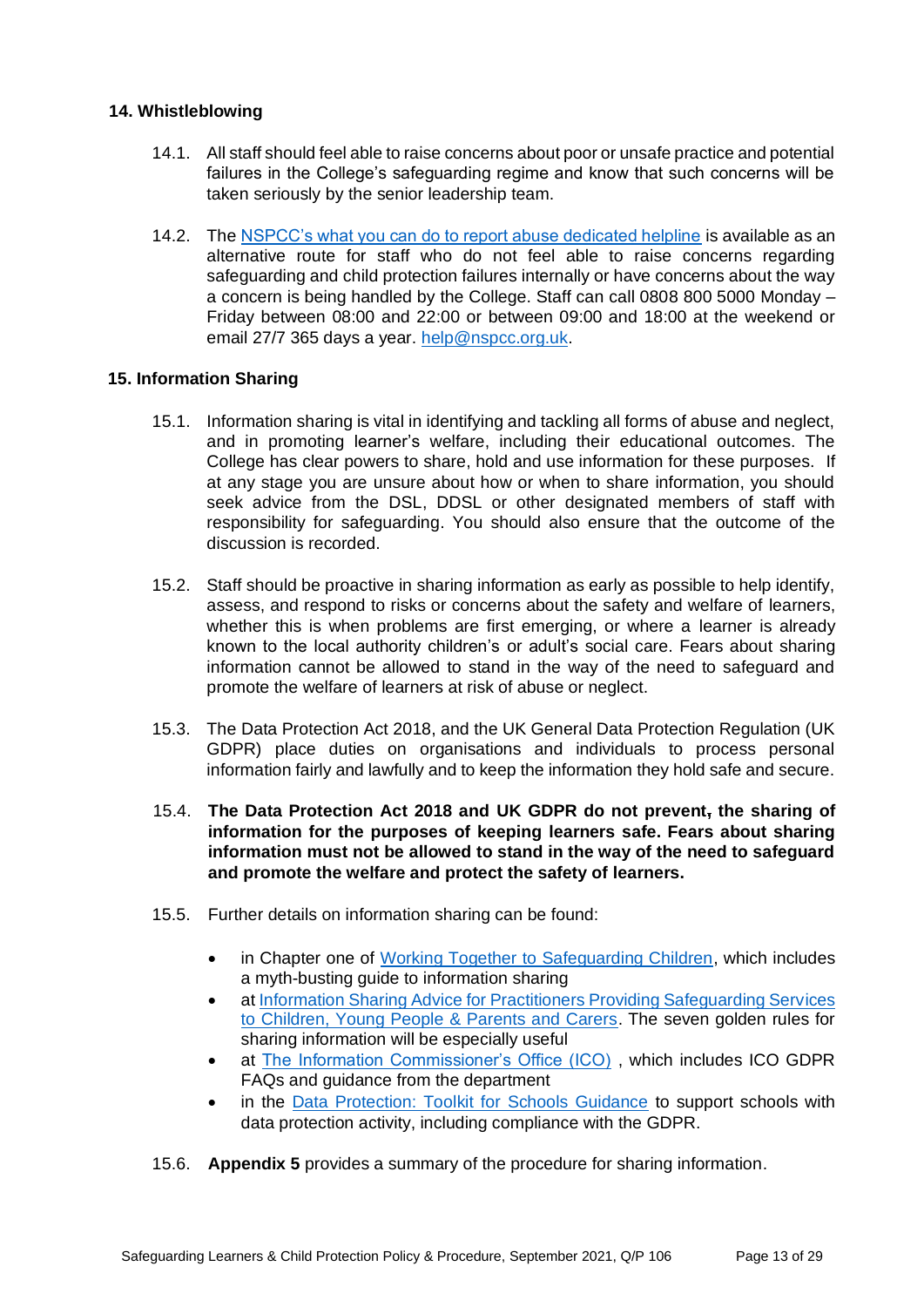## 14. Whistleblowing

14.1. All staff should feel able to raise concerns about poor or unsafe practice and potential failures in the College's safeguarding regime and know that such concerns will be taken seriously by the senior leadership team.

14.2. The [NSPCC's what you can do to report abuse dedicated helpline]() is available as an alternative route for staff who do not feel able to raise concerns regarding safeguarding and child protection failures internally or have concerns about the way a concern is being handled by the College. Staff can call 0808 800 5000 Monday – Friday between 08:00 and 22:00 or between 09:00 and 18:00 at the weekend or email 27/7 365 days a year. [help@nspcc.org.uk](mailto:help@nspcc.org.uk).

## 15. Information Sharing

15.1. Information sharing is vital in identifying and tackling all forms of abuse and neglect, and in promoting learner's welfare, including their educational outcomes. The College has clear powers to share, hold and use information for these purposes. If at any stage you are unsure about how or when to share information, you should seek advice from the DSL, DDSL or other designated members of staff with responsibility for safeguarding. You should also ensure that the outcome of the discussion is recorded.

15.2. Staff should be proactive in sharing information as early as possible to help identify, assess, and respond to risks or concerns about the safety and welfare of learners, whether this is when problems are first emerging, or where a learner is already known to the local authority children's or adult's social care. Fears about sharing information cannot be allowed to stand in the way of the need to safeguard and promote the welfare of learners at risk of abuse or neglect.

15.3. The Data Protection Act 2018, and the UK General Data Protection Regulation (UK GDPR) place duties on organisations and individuals to process personal information fairly and lawfully and to keep the information they hold safe and secure.

15.4. **The Data Protection Act 2018 and UK GDPR do not prevent, the sharing of information for the purposes of keeping learners safe. Fears about sharing information must not be allowed to stand in the way of the need to safeguard and promote the welfare and protect the safety of learners.**

15.5. Further details on information sharing can be found:

- in Chapter one of [Working Together to Safeguarding Children](), which includes a myth-busting guide to information sharing
- at [Information Sharing Advice for Practitioners Providing Safeguarding Services to Children, Young People & Parents and Carers](). The seven golden rules for sharing information will be especially useful
- at [The Information Commissioner's Office (ICO)]() , which includes ICO GDPR FAQs and guidance from the department
- in the [Data Protection: Toolkit for Schools Guidance]() to support schools with data protection activity, including compliance with the GDPR.

15.6. **Appendix 5** provides a summary of the procedure for sharing information.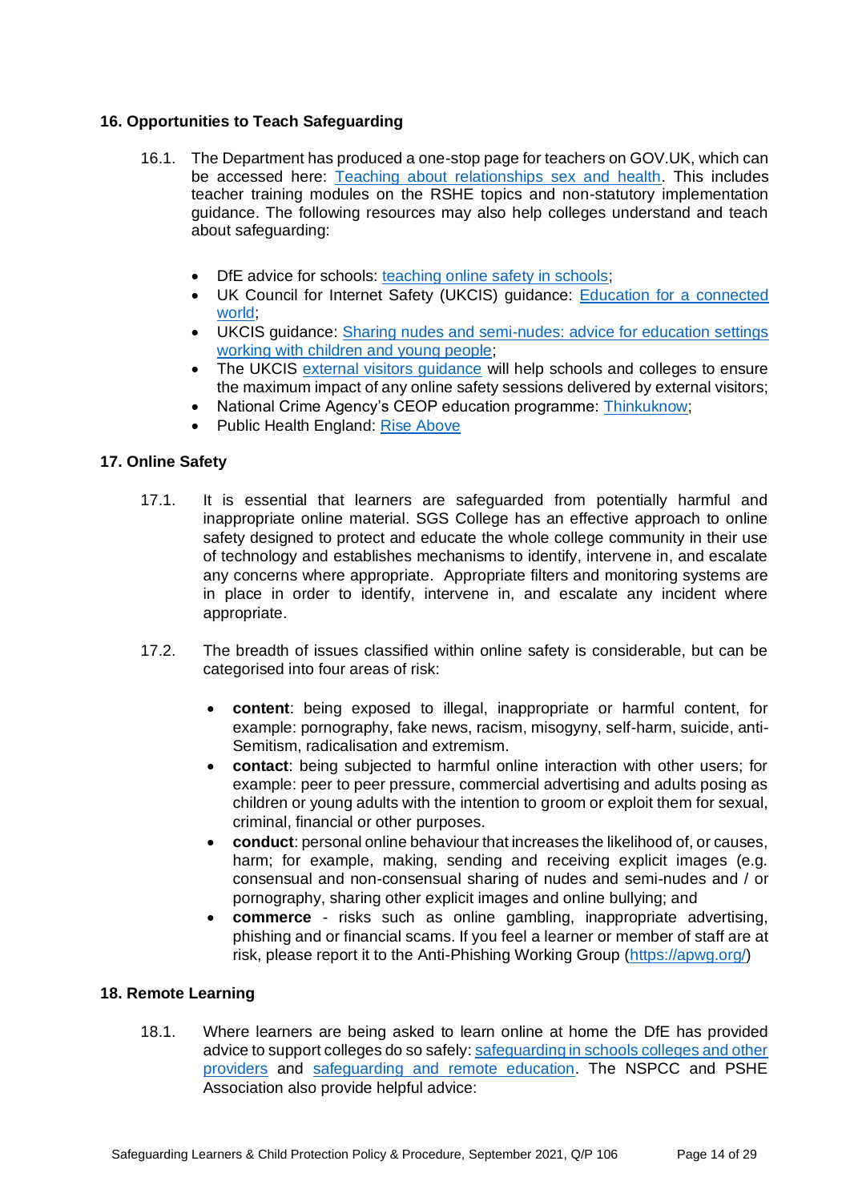## 16. Opportunities to Teach Safeguarding

16.1. The Department has produced a one-stop page for teachers on GOV.UK, which can be accessed here: Teaching about relationships sex and health. This includes teacher training modules on the RSHE topics and non-statutory implementation guidance. The following resources may also help colleges understand and teach about safeguarding:

- DfE advice for schools: teaching online safety in schools;
- UK Council for Internet Safety (UKCIS) guidance: Education for a connected world;
- UKCIS guidance: Sharing nudes and semi-nudes: advice for education settings working with children and young people;
- The UKCIS external visitors guidance will help schools and colleges to ensure the maximum impact of any online safety sessions delivered by external visitors;
- National Crime Agency's CEOP education programme: Thinkuknow;
- Public Health England: Rise Above

## 17. Online Safety

17.1. It is essential that learners are safeguarded from potentially harmful and inappropriate online material. SGS College has an effective approach to online safety designed to protect and educate the whole college community in their use of technology and establishes mechanisms to identify, intervene in, and escalate any concerns where appropriate. Appropriate filters and monitoring systems are in place in order to identify, intervene in, and escalate any incident where appropriate.

17.2. The breadth of issues classified within online safety is considerable, but can be categorised into four areas of risk:

- **content**: being exposed to illegal, inappropriate or harmful content, for example: pornography, fake news, racism, misogyny, self-harm, suicide, anti-Semitism, radicalisation and extremism.
- **contact**: being subjected to harmful online interaction with other users; for example: peer to peer pressure, commercial advertising and adults posing as children or young adults with the intention to groom or exploit them for sexual, criminal, financial or other purposes.
- **conduct**: personal online behaviour that increases the likelihood of, or causes, harm; for example, making, sending and receiving explicit images (e.g. consensual and non-consensual sharing of nudes and semi-nudes and / or pornography, sharing other explicit images and online bullying; and
- **commerce** - risks such as online gambling, inappropriate advertising, phishing and or financial scams. If you feel a learner or member of staff are at risk, please report it to the Anti-Phishing Working Group (https://apwg.org/)

## 18. Remote Learning

18.1. Where learners are being asked to learn online at home the DfE has provided advice to support colleges do so safely: safeguarding in schools colleges and other providers and safeguarding and remote education. The NSPCC and PSHE Association also provide helpful advice: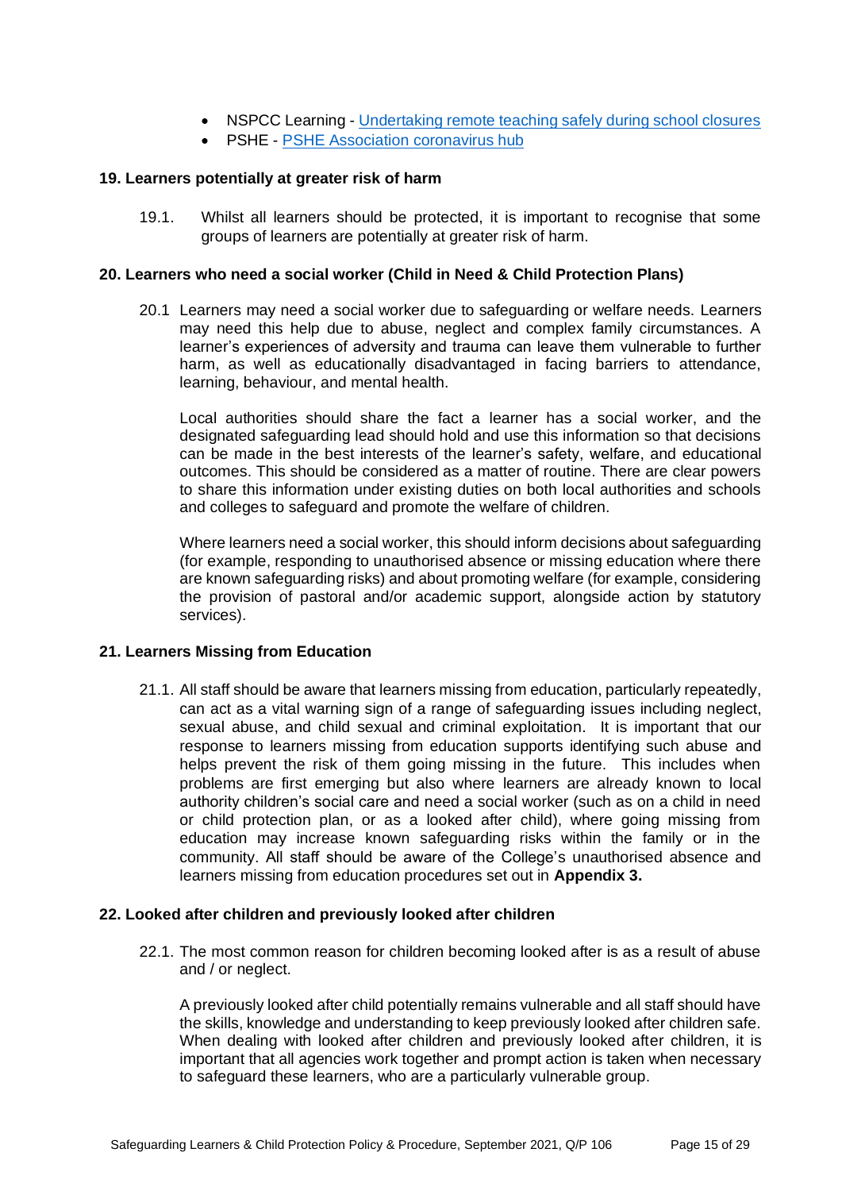- NSPCC Learning - [Undertaking remote teaching safely during school closures]
- PSHE - [PSHE Association coronavirus hub]

**19. Learners potentially at greater risk of harm**

19.1. Whilst all learners should be protected, it is important to recognise that some groups of learners are potentially at greater risk of harm.

**20. Learners who need a social worker (Child in Need & Child Protection Plans)**

20.1 Learners may need a social worker due to safeguarding or welfare needs. Learners may need this help due to abuse, neglect and complex family circumstances. A learner's experiences of adversity and trauma can leave them vulnerable to further harm, as well as educationally disadvantaged in facing barriers to attendance, learning, behaviour, and mental health.

Local authorities should share the fact a learner has a social worker, and the designated safeguarding lead should hold and use this information so that decisions can be made in the best interests of the learner's safety, welfare, and educational outcomes. This should be considered as a matter of routine. There are clear powers to share this information under existing duties on both local authorities and schools and colleges to safeguard and promote the welfare of children.

Where learners need a social worker, this should inform decisions about safeguarding (for example, responding to unauthorised absence or missing education where there are known safeguarding risks) and about promoting welfare (for example, considering the provision of pastoral and/or academic support, alongside action by statutory services).

**21. Learners Missing from Education**

21.1. All staff should be aware that learners missing from education, particularly repeatedly, can act as a vital warning sign of a range of safeguarding issues including neglect, sexual abuse, and child sexual and criminal exploitation. It is important that our response to learners missing from education supports identifying such abuse and helps prevent the risk of them going missing in the future. This includes when problems are first emerging but also where learners are already known to local authority children's social care and need a social worker (such as on a child in need or child protection plan, or as a looked after child), where going missing from education may increase known safeguarding risks within the family or in the community. All staff should be aware of the College's unauthorised absence and learners missing from education procedures set out in **Appendix 3.**

**22. Looked after children and previously looked after children**

22.1. The most common reason for children becoming looked after is as a result of abuse and / or neglect.

A previously looked after child potentially remains vulnerable and all staff should have the skills, knowledge and understanding to keep previously looked after children safe. When dealing with looked after children and previously looked after children, it is important that all agencies work together and prompt action is taken when necessary to safeguard these learners, who are a particularly vulnerable group.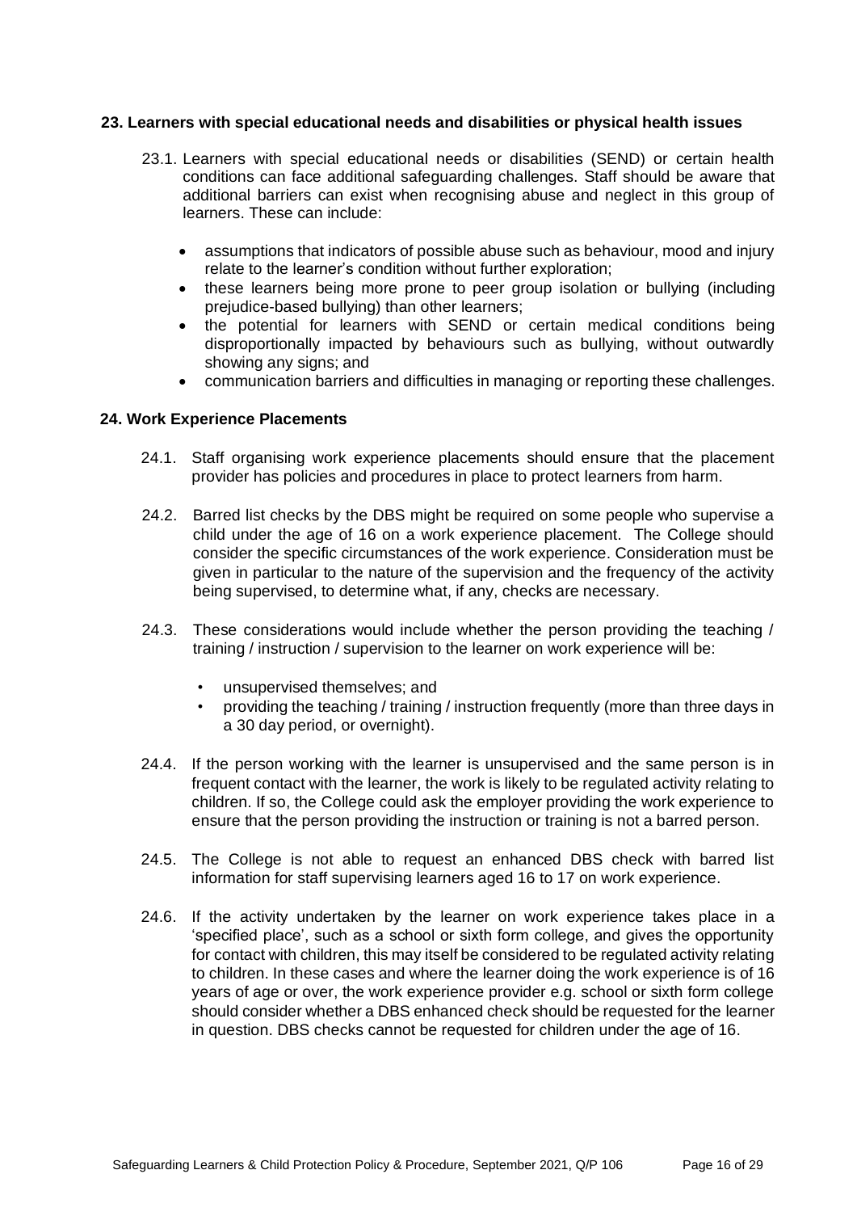## 23. Learners with special educational needs and disabilities or physical health issues

23.1. Learners with special educational needs or disabilities (SEND) or certain health conditions can face additional safeguarding challenges. Staff should be aware that additional barriers can exist when recognising abuse and neglect in this group of learners. These can include:

- assumptions that indicators of possible abuse such as behaviour, mood and injury relate to the learner's condition without further exploration;
- these learners being more prone to peer group isolation or bullying (including prejudice-based bullying) than other learners;
- the potential for learners with SEND or certain medical conditions being disproportionally impacted by behaviours such as bullying, without outwardly showing any signs; and
- communication barriers and difficulties in managing or reporting these challenges.

## 24. Work Experience Placements

24.1. Staff organising work experience placements should ensure that the placement provider has policies and procedures in place to protect learners from harm.

24.2. Barred list checks by the DBS might be required on some people who supervise a child under the age of 16 on a work experience placement. The College should consider the specific circumstances of the work experience. Consideration must be given in particular to the nature of the supervision and the frequency of the activity being supervised, to determine what, if any, checks are necessary.

24.3. These considerations would include whether the person providing the teaching / training / instruction / supervision to the learner on work experience will be:

- unsupervised themselves; and
- providing the teaching / training / instruction frequently (more than three days in a 30 day period, or overnight).

24.4. If the person working with the learner is unsupervised and the same person is in frequent contact with the learner, the work is likely to be regulated activity relating to children. If so, the College could ask the employer providing the work experience to ensure that the person providing the instruction or training is not a barred person.

24.5. The College is not able to request an enhanced DBS check with barred list information for staff supervising learners aged 16 to 17 on work experience.

24.6. If the activity undertaken by the learner on work experience takes place in a 'specified place', such as a school or sixth form college, and gives the opportunity for contact with children, this may itself be considered to be regulated activity relating to children. In these cases and where the learner doing the work experience is of 16 years of age or over, the work experience provider e.g. school or sixth form college should consider whether a DBS enhanced check should be requested for the learner in question. DBS checks cannot be requested for children under the age of 16.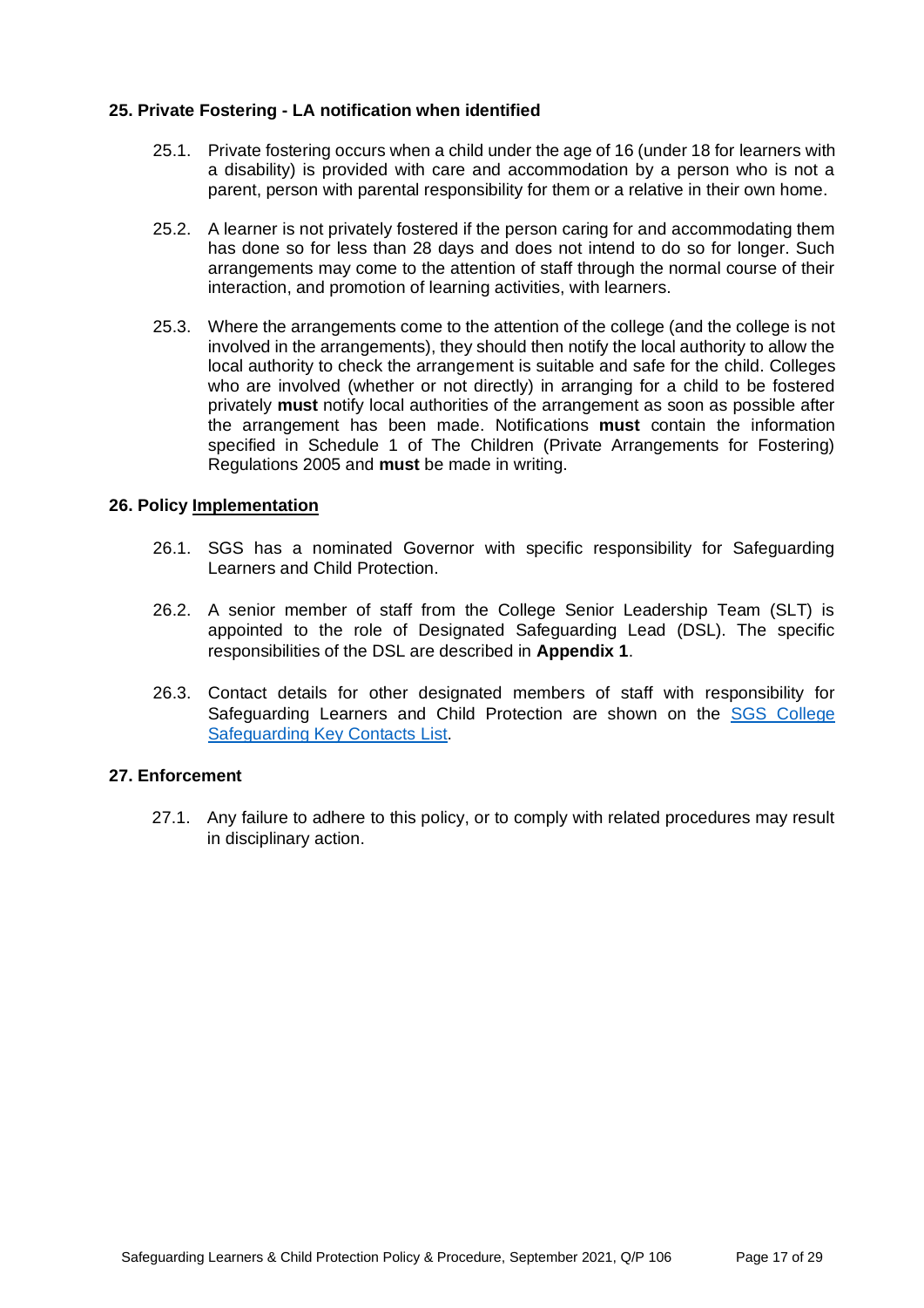## 25. Private Fostering - LA notification when identified

25.1. Private fostering occurs when a child under the age of 16 (under 18 for learners with a disability) is provided with care and accommodation by a person who is not a parent, person with parental responsibility for them or a relative in their own home.

25.2. A learner is not privately fostered if the person caring for and accommodating them has done so for less than 28 days and does not intend to do so for longer. Such arrangements may come to the attention of staff through the normal course of their interaction, and promotion of learning activities, with learners.

25.3. Where the arrangements come to the attention of the college (and the college is not involved in the arrangements), they should then notify the local authority to allow the local authority to check the arrangement is suitable and safe for the child. Colleges who are involved (whether or not directly) in arranging for a child to be fostered privately **must** notify local authorities of the arrangement as soon as possible after the arrangement has been made. Notifications **must** contain the information specified in Schedule 1 of The Children (Private Arrangements for Fostering) Regulations 2005 and **must** be made in writing.

## 26. Policy Implementation

26.1. SGS has a nominated Governor with specific responsibility for Safeguarding Learners and Child Protection.

26.2. A senior member of staff from the College Senior Leadership Team (SLT) is appointed to the role of Designated Safeguarding Lead (DSL). The specific responsibilities of the DSL are described in **Appendix 1**.

26.3. Contact details for other designated members of staff with responsibility for Safeguarding Learners and Child Protection are shown on the SGS College Safeguarding Key Contacts List.

## 27. Enforcement

27.1. Any failure to adhere to this policy, or to comply with related procedures may result in disciplinary action.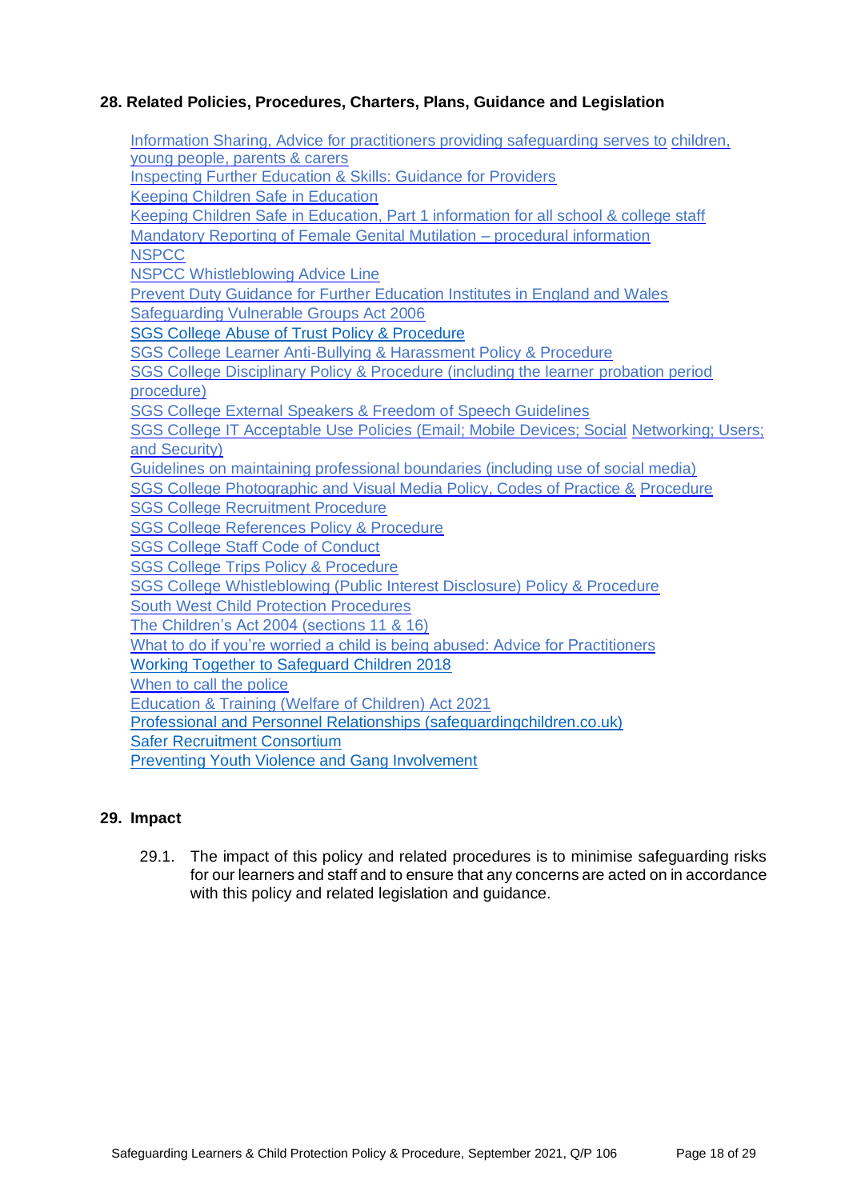## 28. Related Policies, Procedures, Charters, Plans, Guidance and Legislation

Information Sharing, Advice for practitioners providing safeguarding serves to children, young people, parents & carers
Inspecting Further Education & Skills: Guidance for Providers
Keeping Children Safe in Education
Keeping Children Safe in Education, Part 1 information for all school & college staff
Mandatory Reporting of Female Genital Mutilation – procedural information
NSPCC
NSPCC Whistleblowing Advice Line
Prevent Duty Guidance for Further Education Institutes in England and Wales
Safeguarding Vulnerable Groups Act 2006
SGS College Abuse of Trust Policy & Procedure
SGS College Learner Anti-Bullying & Harassment Policy & Procedure
SGS College Disciplinary Policy & Procedure (including the learner probation period procedure)
SGS College External Speakers & Freedom of Speech Guidelines
SGS College IT Acceptable Use Policies (Email; Mobile Devices; Social Networking; Users; and Security)
Guidelines on maintaining professional boundaries (including use of social media)
SGS College Photographic and Visual Media Policy, Codes of Practice & Procedure
SGS College Recruitment Procedure
SGS College References Policy & Procedure
SGS College Staff Code of Conduct
SGS College Trips Policy & Procedure
SGS College Whistleblowing (Public Interest Disclosure) Policy & Procedure
South West Child Protection Procedures
The Children's Act 2004 (sections 11 & 16)
What to do if you're worried a child is being abused: Advice for Practitioners
Working Together to Safeguard Children 2018
When to call the police
Education & Training (Welfare of Children) Act 2021
Professional and Personnel Relationships (safeguardingchildren.co.uk)
Safer Recruitment Consortium
Preventing Youth Violence and Gang Involvement

## 29. Impact

29.1. The impact of this policy and related procedures is to minimise safeguarding risks for our learners and staff and to ensure that any concerns are acted on in accordance with this policy and related legislation and guidance.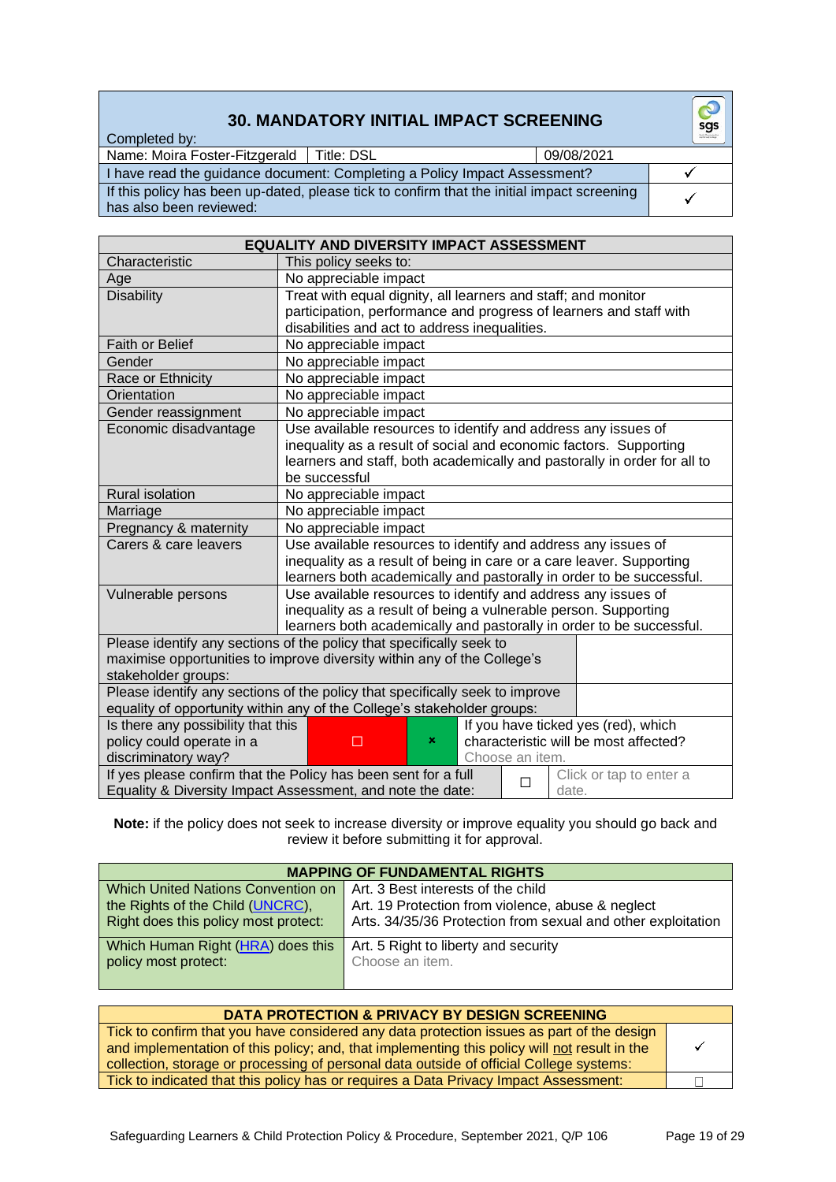# 30. MANDATORY INITIAL IMPACT SCREENING

| Completed by: | | | |
|---|---|---|---|
| Name: Moira Foster-Fitzgerald | Title: DSL | 09/08/2021 | |
| I have read the guidance document: Completing a Policy Impact Assessment? | | | ✓ |
| If this policy has been up-dated, please tick to confirm that the initial impact screening has also been reviewed: | | | ✓ |

| EQUALITY AND DIVERSITY IMPACT ASSESSMENT | |
|---|---|
| Characteristic | This policy seeks to: |
| Age | No appreciable impact |
| Disability | Treat with equal dignity, all learners and staff; and monitor participation, performance and progress of learners and staff with disabilities and act to address inequalities. |
| Faith or Belief | No appreciable impact |
| Gender | No appreciable impact |
| Race or Ethnicity | No appreciable impact |
| Orientation | No appreciable impact |
| Gender reassignment | No appreciable impact |
| Economic disadvantage | Use available resources to identify and address any issues of inequality as a result of social and economic factors. Supporting learners and staff, both academically and pastorally in order for all to be successful |
| Rural isolation | No appreciable impact |
| Marriage | No appreciable impact |
| Pregnancy & maternity | No appreciable impact |
| Carers & care leavers | Use available resources to identify and address any issues of inequality as a result of being in care or a care leaver. Supporting learners both academically and pastorally in order to be successful. |
| Vulnerable persons | Use available resources to identify and address any issues of inequality as a result of being a vulnerable person. Supporting learners both academically and pastorally in order to be successful. |
| Please identify any sections of the policy that specifically seek to maximise opportunities to improve diversity within any of the College's stakeholder groups: | |
| Please identify any sections of the policy that specifically seek to improve equality of opportunity within any of the College's stakeholder groups: | |
| Is there any possibility that this policy could operate in a discriminatory way? ☐ (yes) ☒ (no) | If you have ticked yes (red), which characteristic will be most affected? Choose an item. |
| If yes please confirm that the Policy has been sent for a full Equality & Diversity Impact Assessment, and note the date: ☐ | Click or tap to enter a date. |

**Note:** if the policy does not seek to increase diversity or improve equality you should go back and review it before submitting it for approval.

| MAPPING OF FUNDAMENTAL RIGHTS | |
|---|---|
| Which United Nations Convention on the Rights of the Child (UNCRC), Right does this policy most protect: | Art. 3 Best interests of the child<br>Art. 19 Protection from violence, abuse & neglect<br>Arts. 34/35/36 Protection from sexual and other exploitation |
| Which Human Right (HRA) does this policy most protect: | Art. 5 Right to liberty and security<br>Choose an item. |

| DATA PROTECTION & PRIVACY BY DESIGN SCREENING | |
|---|---|
| Tick to confirm that you have considered any data protection issues as part of the design and implementation of this policy; and, that implementing this policy will not result in the collection, storage or processing of personal data outside of official College systems: | ✓ |
| Tick to indicated that this policy has or requires a Data Privacy Impact Assessment: | ☐ |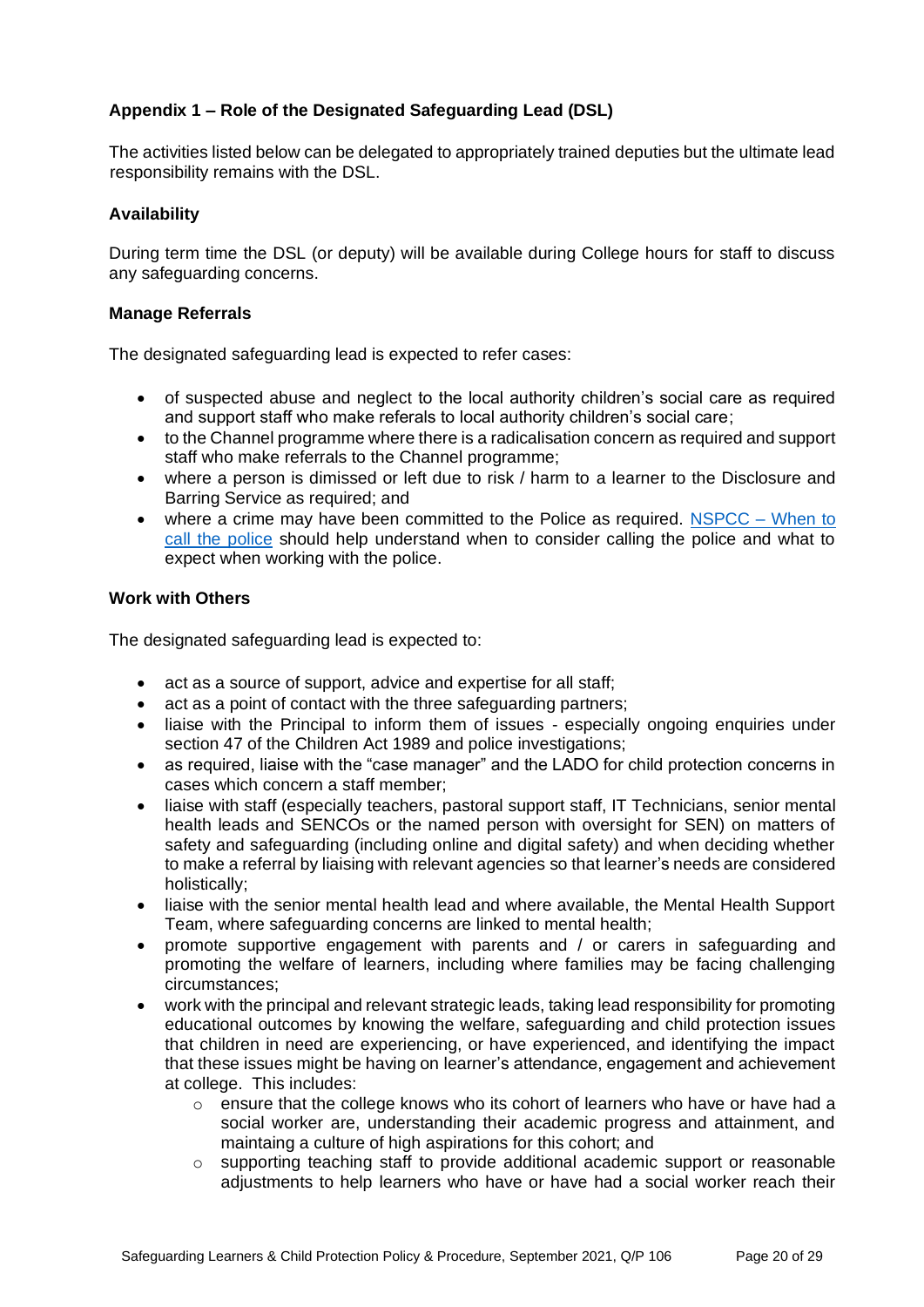## Appendix 1 – Role of the Designated Safeguarding Lead (DSL)

The activities listed below can be delegated to appropriately trained deputies but the ultimate lead responsibility remains with the DSL.

### Availability

During term time the DSL (or deputy) will be available during College hours for staff to discuss any safeguarding concerns.

### Manage Referrals

The designated safeguarding lead is expected to refer cases:

- of suspected abuse and neglect to the local authority children's social care as required and support staff who make referals to local authority children's social care;
- to the Channel programme where there is a radicalisation concern as required and support staff who make referrals to the Channel programme;
- where a person is dimissed or left due to risk / harm to a learner to the Disclosure and Barring Service as required; and
- where a crime may have been committed to the Police as required. [NSPCC – When to call the police] should help understand when to consider calling the police and what to expect when working with the police.

### Work with Others

The designated safeguarding lead is expected to:

- act as a source of support, advice and expertise for all staff;
- act as a point of contact with the three safeguarding partners;
- liaise with the Principal to inform them of issues - especially ongoing enquiries under section 47 of the Children Act 1989 and police investigations;
- as required, liaise with the "case manager" and the LADO for child protection concerns in cases which concern a staff member;
- liaise with staff (especially teachers, pastoral support staff, IT Technicians, senior mental health leads and SENCOs or the named person with oversight for SEN) on matters of safety and safeguarding (including online and digital safety) and when deciding whether to make a referral by liaising with relevant agencies so that learner's needs are considered holistically;
- liaise with the senior mental health lead and where available, the Mental Health Support Team, where safeguarding concerns are linked to mental health;
- promote supportive engagement with parents and / or carers in safeguarding and promoting the welfare of learners, including where families may be facing challenging circumstances;
- work with the principal and relevant strategic leads, taking lead responsibility for promoting educational outcomes by knowing the welfare, safeguarding and child protection issues that children in need are experiencing, or have experienced, and identifying the impact that these issues might be having on learner's attendance, engagement and achievement at college. This includes:
  - ensure that the college knows who its cohort of learners who have or have had a social worker are, understanding their academic progress and attainment, and maintaining a culture of high aspirations for this cohort; and
  - supporting teaching staff to provide additional academic support or reasonable adjustments to help learners who have or have had a social worker reach their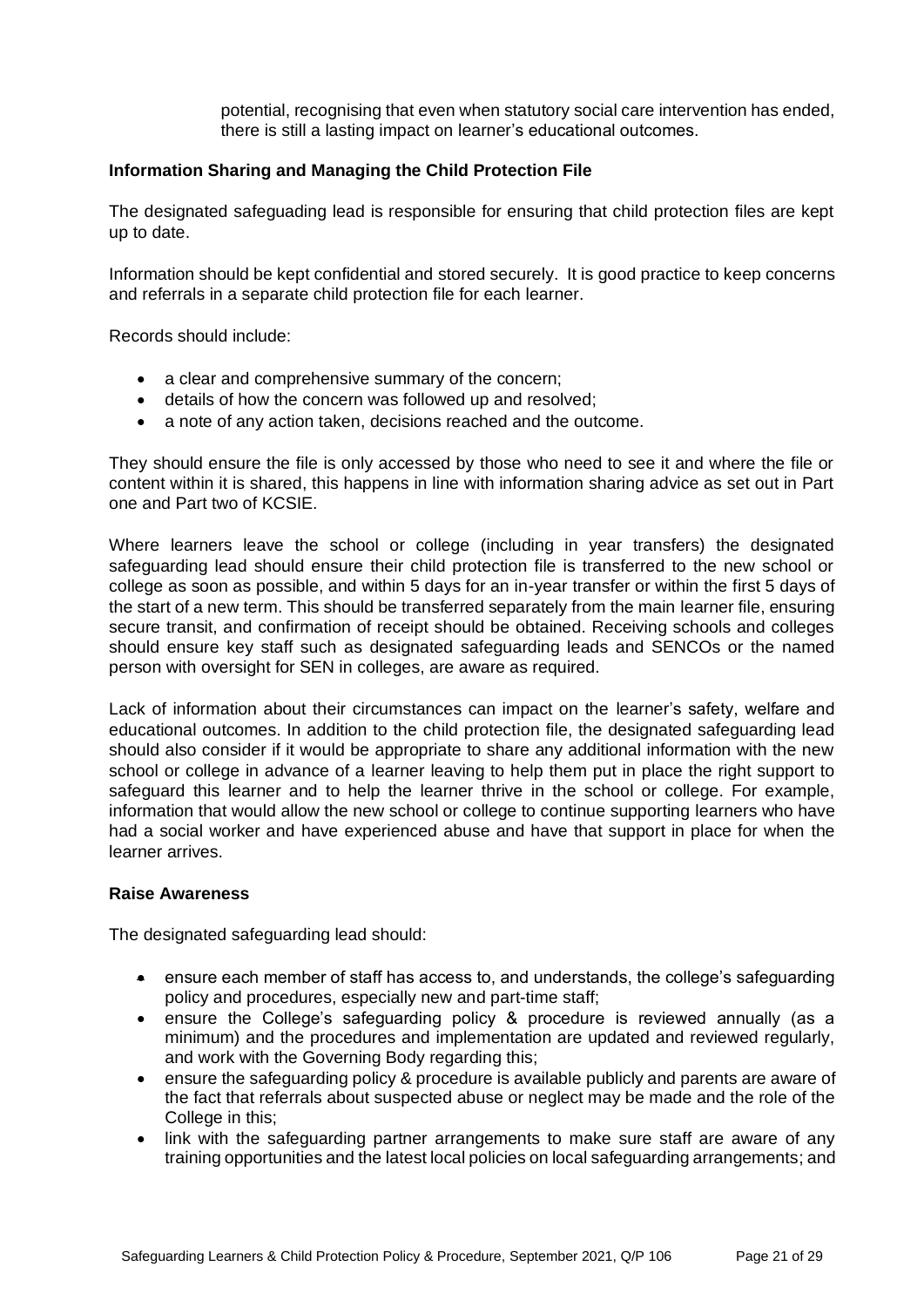potential, recognising that even when statutory social care intervention has ended, there is still a lasting impact on learner's educational outcomes.

**Information Sharing and Managing the Child Protection File**

The designated safeguading lead is responsible for ensuring that child protection files are kept up to date.

Information should be kept confidential and stored securely. It is good practice to keep concerns and referrals in a separate child protection file for each learner.

Records should include:

- a clear and comprehensive summary of the concern;
- details of how the concern was followed up and resolved;
- a note of any action taken, decisions reached and the outcome.

They should ensure the file is only accessed by those who need to see it and where the file or content within it is shared, this happens in line with information sharing advice as set out in Part one and Part two of KCSIE.

Where learners leave the school or college (including in year transfers) the designated safeguarding lead should ensure their child protection file is transferred to the new school or college as soon as possible, and within 5 days for an in-year transfer or within the first 5 days of the start of a new term. This should be transferred separately from the main learner file, ensuring secure transit, and confirmation of receipt should be obtained. Receiving schools and colleges should ensure key staff such as designated safeguarding leads and SENCOs or the named person with oversight for SEN in colleges, are aware as required.

Lack of information about their circumstances can impact on the learner's safety, welfare and educational outcomes. In addition to the child protection file, the designated safeguarding lead should also consider if it would be appropriate to share any additional information with the new school or college in advance of a learner leaving to help them put in place the right support to safeguard this learner and to help the learner thrive in the school or college. For example, information that would allow the new school or college to continue supporting learners who have had a social worker and have experienced abuse and have that support in place for when the learner arrives.

**Raise Awareness**

The designated safeguarding lead should:

- ensure each member of staff has access to, and understands, the college's safeguarding policy and procedures, especially new and part-time staff;
- ensure the College's safeguarding policy & procedure is reviewed annually (as a minimum) and the procedures and implementation are updated and reviewed regularly, and work with the Governing Body regarding this;
- ensure the safeguarding policy & procedure is available publicly and parents are aware of the fact that referrals about suspected abuse or neglect may be made and the role of the College in this;
- link with the safeguarding partner arrangements to make sure staff are aware of any training opportunities and the latest local policies on local safeguarding arrangements; and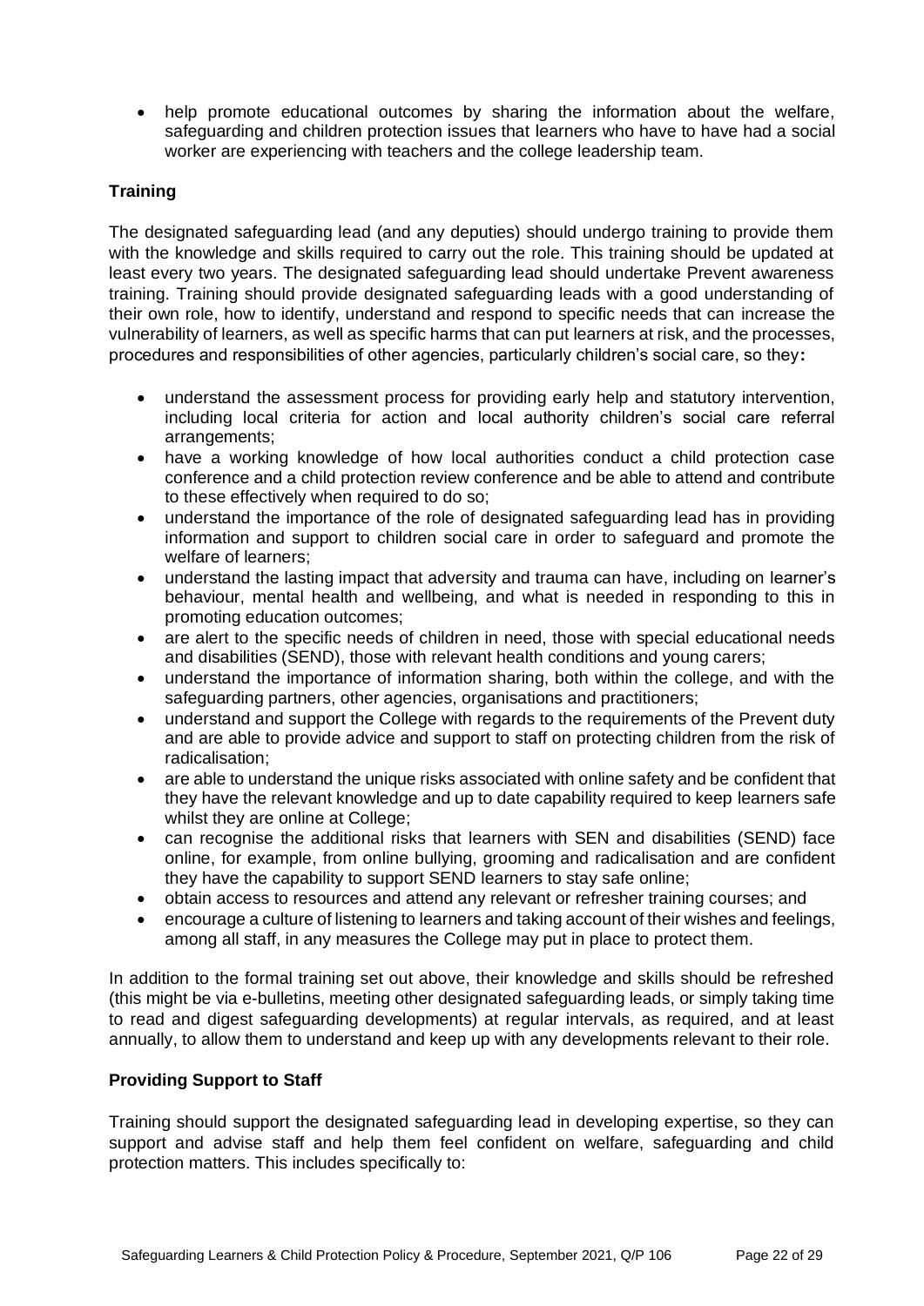- help promote educational outcomes by sharing the information about the welfare, safeguarding and children protection issues that learners who have to have had a social worker are experiencing with teachers and the college leadership team.

**Training**

The designated safeguarding lead (and any deputies) should undergo training to provide them with the knowledge and skills required to carry out the role. This training should be updated at least every two years. The designated safeguarding lead should undertake Prevent awareness training. Training should provide designated safeguarding leads with a good understanding of their own role, how to identify, understand and respond to specific needs that can increase the vulnerability of learners, as well as specific harms that can put learners at risk, and the processes, procedures and responsibilities of other agencies, particularly children's social care, so they**:**

- understand the assessment process for providing early help and statutory intervention, including local criteria for action and local authority children's social care referral arrangements;
- have a working knowledge of how local authorities conduct a child protection case conference and a child protection review conference and be able to attend and contribute to these effectively when required to do so;
- understand the importance of the role of designated safeguarding lead has in providing information and support to children social care in order to safeguard and promote the welfare of learners;
- understand the lasting impact that adversity and trauma can have, including on learner's behaviour, mental health and wellbeing, and what is needed in responding to this in promoting education outcomes;
- are alert to the specific needs of children in need, those with special educational needs and disabilities (SEND), those with relevant health conditions and young carers;
- understand the importance of information sharing, both within the college, and with the safeguarding partners, other agencies, organisations and practitioners;
- understand and support the College with regards to the requirements of the Prevent duty and are able to provide advice and support to staff on protecting children from the risk of radicalisation;
- are able to understand the unique risks associated with online safety and be confident that they have the relevant knowledge and up to date capability required to keep learners safe whilst they are online at College;
- can recognise the additional risks that learners with SEN and disabilities (SEND) face online, for example, from online bullying, grooming and radicalisation and are confident they have the capability to support SEND learners to stay safe online;
- obtain access to resources and attend any relevant or refresher training courses; and
- encourage a culture of listening to learners and taking account of their wishes and feelings, among all staff, in any measures the College may put in place to protect them.

In addition to the formal training set out above, their knowledge and skills should be refreshed (this might be via e-bulletins, meeting other designated safeguarding leads, or simply taking time to read and digest safeguarding developments) at regular intervals, as required, and at least annually, to allow them to understand and keep up with any developments relevant to their role.

**Providing Support to Staff**

Training should support the designated safeguarding lead in developing expertise, so they can support and advise staff and help them feel confident on welfare, safeguarding and child protection matters. This includes specifically to: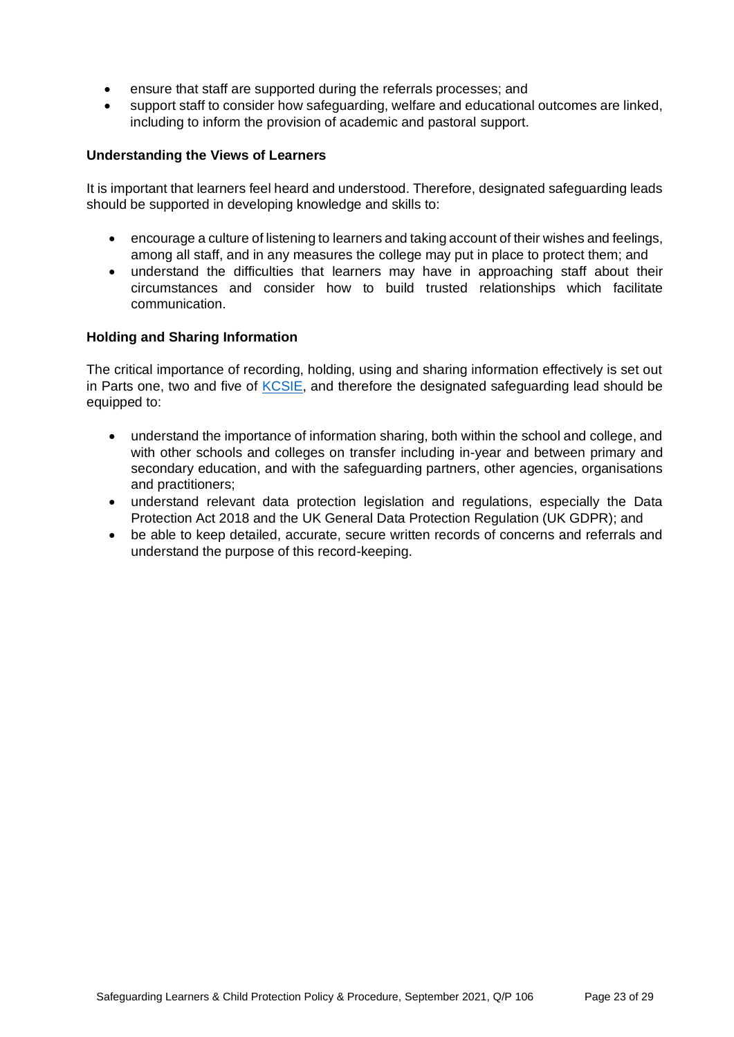- ensure that staff are supported during the referrals processes; and
- support staff to consider how safeguarding, welfare and educational outcomes are linked, including to inform the provision of academic and pastoral support.

**Understanding the Views of Learners**

It is important that learners feel heard and understood. Therefore, designated safeguarding leads should be supported in developing knowledge and skills to:

- encourage a culture of listening to learners and taking account of their wishes and feelings, among all staff, and in any measures the college may put in place to protect them; and
- understand the difficulties that learners may have in approaching staff about their circumstances and consider how to build trusted relationships which facilitate communication.

**Holding and Sharing Information**

The critical importance of recording, holding, using and sharing information effectively is set out in Parts one, two and five of KCSIE, and therefore the designated safeguarding lead should be equipped to:

- understand the importance of information sharing, both within the school and college, and with other schools and colleges on transfer including in-year and between primary and secondary education, and with the safeguarding partners, other agencies, organisations and practitioners;
- understand relevant data protection legislation and regulations, especially the Data Protection Act 2018 and the UK General Data Protection Regulation (UK GDPR); and
- be able to keep detailed, accurate, secure written records of concerns and referrals and understand the purpose of this record-keeping.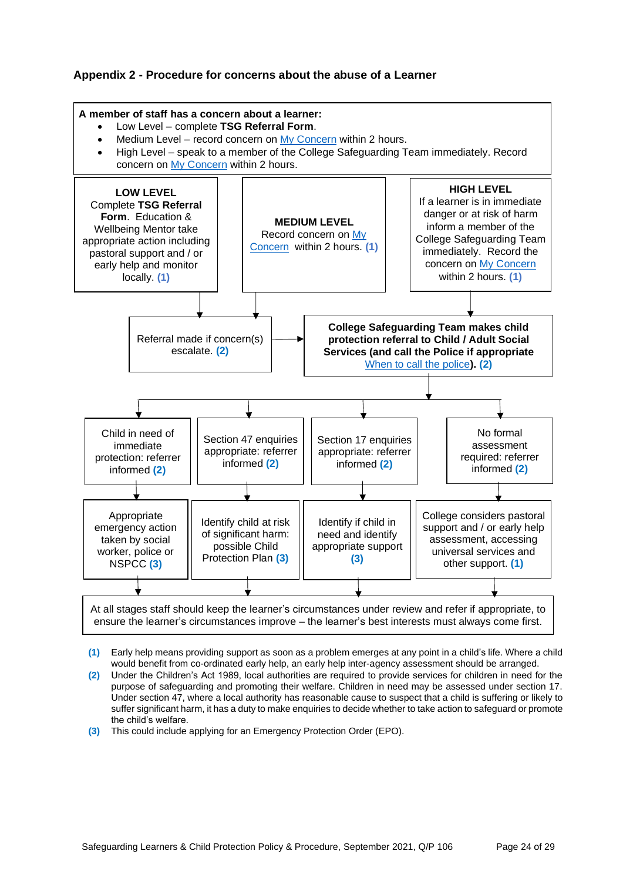## Appendix 2 - Procedure for concerns about the abuse of a Learner

**A member of staff has a concern about a learner:**

- Low Level – complete **TSG Referral Form**.
- Medium Level – record concern on My Concern within 2 hours.
- High Level – speak to a member of the College Safeguarding Team immediately. Record concern on My Concern within 2 hours.

**LOW LEVEL**
Complete **TSG Referral Form**. Education & Wellbeing Mentor take appropriate action including pastoral support and / or early help and monitor locally. **(1)**

**MEDIUM LEVEL**
Record concern on My Concern within 2 hours. **(1)**

**HIGH LEVEL**
If a learner is in immediate danger or at risk of harm inform a member of the College Safeguarding Team immediately. Record the concern on My Concern within 2 hours. **(1)**

Referral made if concern(s) escalate. **(2)**

**College Safeguarding Team makes child protection referral to Child / Adult Social Services (and call the Police if appropriate** When to call the police**). (2)**

| Child in need of immediate protection: referrer informed **(2)** | Section 47 enquiries appropriate: referrer informed **(2)** | Section 17 enquiries appropriate: referrer informed **(2)** | No formal assessment required: referrer informed **(2)** |
|---|---|---|---|
| Appropriate emergency action taken by social worker, police or NSPCC **(3)** | Identify child at risk of significant harm: possible Child Protection Plan **(3)** | Identify if child in need and identify appropriate support **(3)** | College considers pastoral support and / or early help assessment, accessing universal services and other support. **(1)** |

At all stages staff should keep the learner's circumstances under review and refer if appropriate, to ensure the learner's circumstances improve – the learner's best interests must always come first.

**(1)** Early help means providing support as soon as a problem emerges at any point in a child's life. Where a child would benefit from co-ordinated early help, an early help inter-agency assessment should be arranged.

**(2)** Under the Children's Act 1989, local authorities are required to provide services for children in need for the purpose of safeguarding and promoting their welfare. Children in need may be assessed under section 17. Under section 47, where a local authority has reasonable cause to suspect that a child is suffering or likely to suffer significant harm, it has a duty to make enquiries to decide whether to take action to safeguard or promote the child's welfare.

**(3)** This could include applying for an Emergency Protection Order (EPO).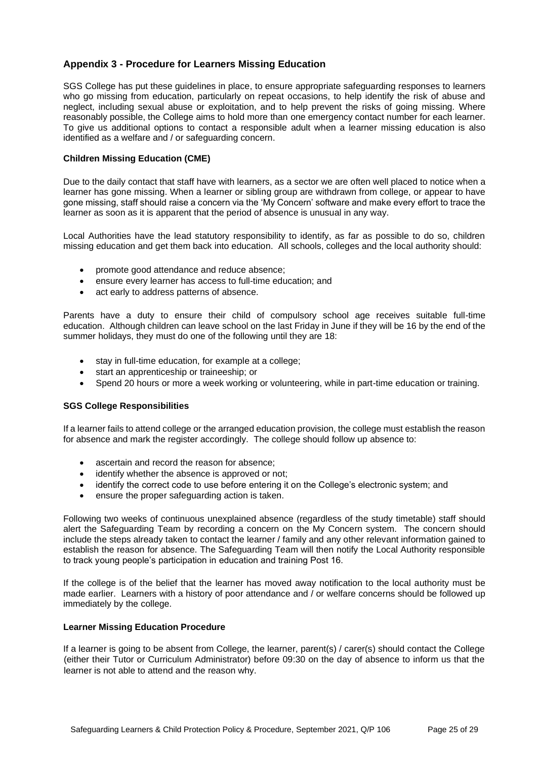## Appendix 3 - Procedure for Learners Missing Education

SGS College has put these guidelines in place, to ensure appropriate safeguarding responses to learners who go missing from education, particularly on repeat occasions, to help identify the risk of abuse and neglect, including sexual abuse or exploitation, and to help prevent the risks of going missing. Where reasonably possible, the College aims to hold more than one emergency contact number for each learner. To give us additional options to contact a responsible adult when a learner missing education is also identified as a welfare and / or safeguarding concern.

### Children Missing Education (CME)

Due to the daily contact that staff have with learners, as a sector we are often well placed to notice when a learner has gone missing. When a learner or sibling group are withdrawn from college, or appear to have gone missing, staff should raise a concern via the 'My Concern' software and make every effort to trace the learner as soon as it is apparent that the period of absence is unusual in any way.

Local Authorities have the lead statutory responsibility to identify, as far as possible to do so, children missing education and get them back into education. All schools, colleges and the local authority should:

- promote good attendance and reduce absence;
- ensure every learner has access to full-time education; and
- act early to address patterns of absence.

Parents have a duty to ensure their child of compulsory school age receives suitable full-time education. Although children can leave school on the last Friday in June if they will be 16 by the end of the summer holidays, they must do one of the following until they are 18:

- stay in full-time education, for example at a college;
- start an apprenticeship or traineeship; or
- Spend 20 hours or more a week working or volunteering, while in part-time education or training.

### SGS College Responsibilities

If a learner fails to attend college or the arranged education provision, the college must establish the reason for absence and mark the register accordingly. The college should follow up absence to:

- ascertain and record the reason for absence;
- identify whether the absence is approved or not;
- identify the correct code to use before entering it on the College's electronic system; and
- ensure the proper safeguarding action is taken.

Following two weeks of continuous unexplained absence (regardless of the study timetable) staff should alert the Safeguarding Team by recording a concern on the My Concern system. The concern should include the steps already taken to contact the learner / family and any other relevant information gained to establish the reason for absence. The Safeguarding Team will then notify the Local Authority responsible to track young people's participation in education and training Post 16.

If the college is of the belief that the learner has moved away notification to the local authority must be made earlier. Learners with a history of poor attendance and / or welfare concerns should be followed up immediately by the college.

### Learner Missing Education Procedure

If a learner is going to be absent from College, the learner, parent(s) / carer(s) should contact the College (either their Tutor or Curriculum Administrator) before 09:30 on the day of absence to inform us that the learner is not able to attend and the reason why.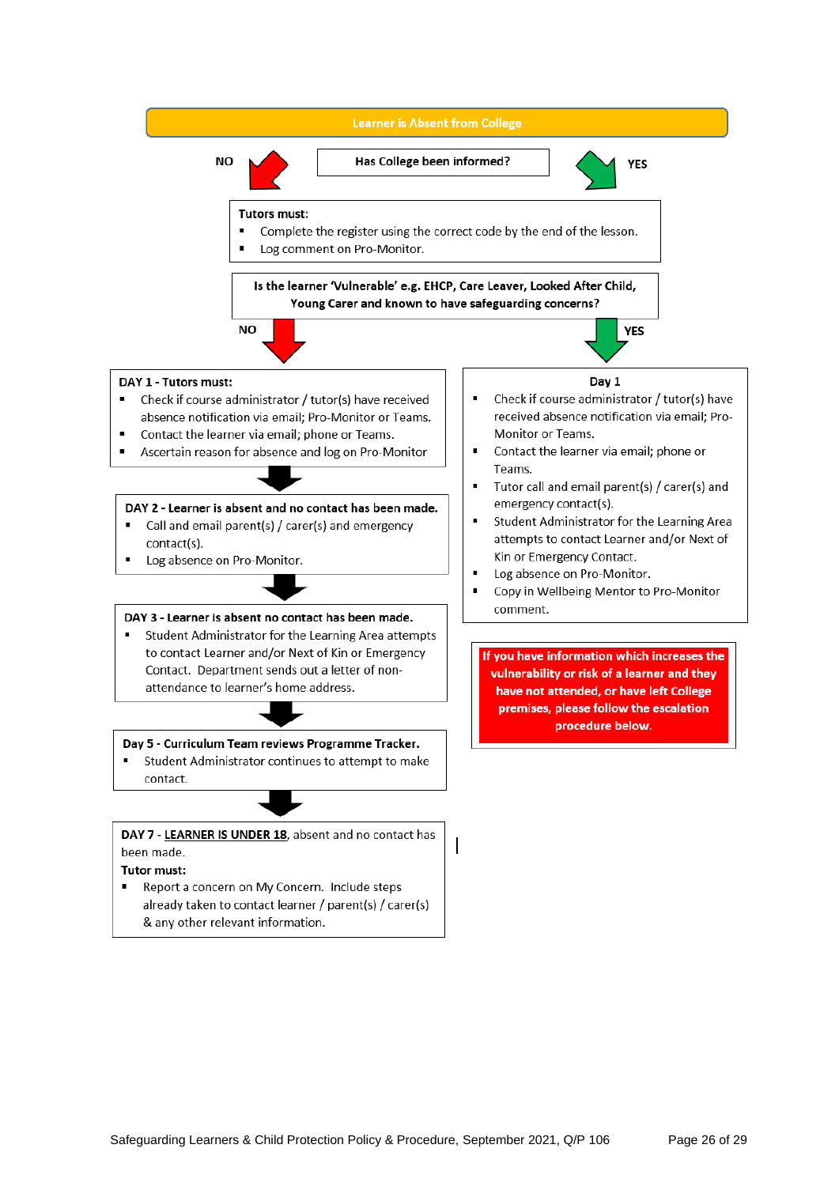**Learner is Absent from College**

**Has College been informed?**

NO

**Tutors must:**

- Complete the register using the correct code by the end of the lesson.
- Log comment on Pro-Monitor.

YES

**Is the learner 'Vulnerable' e.g. EHCP, Care Leaver, Looked After Child, Young Carer and known to have safeguarding concerns?**

NO

**DAY 1 - Tutors must:**

- Check if course administrator / tutor(s) have received absence notification via email; Pro-Monitor or Teams.
- Contact the learner via email; phone or Teams.
- Ascertain reason for absence and log on Pro-Monitor

**DAY 2 - Learner is absent and no contact has been made.**

- Call and email parent(s) / carer(s) and emergency contact(s).
- Log absence on Pro-Monitor.

**DAY 3 - Learner is absent no contact has been made.**

- Student Administrator for the Learning Area attempts to contact Learner and/or Next of Kin or Emergency Contact. Department sends out a letter of non-attendance to learner's home address.

**Day 5 - Curriculum Team reviews Programme Tracker.**

- Student Administrator continues to attempt to make contact.

**DAY 7** - **LEARNER IS UNDER 18**, absent and no contact has been made.

**Tutor must:**

- Report a concern on My Concern. Include steps already taken to contact learner / parent(s) / carer(s) & any other relevant information.

YES

**Day 1**

- Check if course administrator / tutor(s) have received absence notification via email; Pro-Monitor or Teams.
- Contact the learner via email; phone or Teams.
- Tutor call and email parent(s) / carer(s) and emergency contact(s).
- Student Administrator for the Learning Area attempts to contact Learner and/or Next of Kin or Emergency Contact.
- Log absence on Pro-Monitor.
- Copy in Wellbeing Mentor to Pro-Monitor comment.

**If you have information which increases the vulnerability or risk of a learner and they have not attended, or have left College premises, please follow the escalation procedure below.**

Safeguarding Learners & Child Protection Policy & Procedure, September 2021, Q/P 106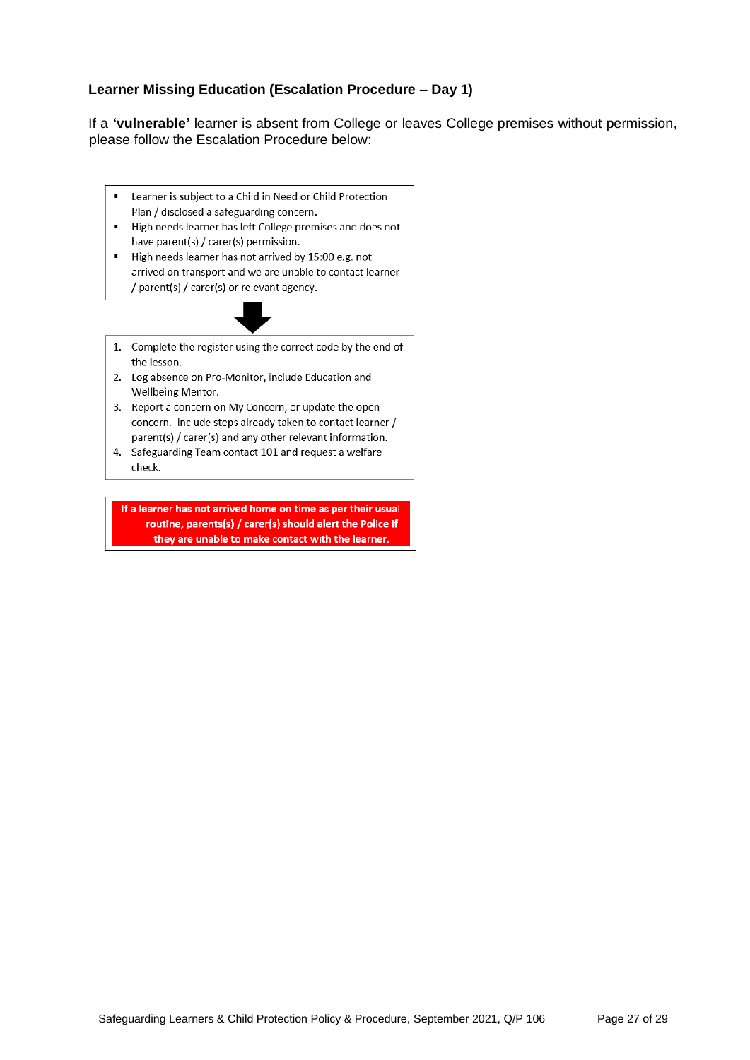### Learner Missing Education (Escalation Procedure – Day 1)

If a **'vulnerable'** learner is absent from College or leaves College premises without permission, please follow the Escalation Procedure below:

- Learner is subject to a Child in Need or Child Protection Plan / disclosed a safeguarding concern.
- High needs learner has left College premises and does not have parent(s) / carer(s) permission.
- High needs learner has not arrived by 15:00 e.g. not arrived on transport and we are unable to contact learner / parent(s) / carer(s) or relevant agency.

↓

1. Complete the register using the correct code by the end of the lesson.
2. Log absence on Pro-Monitor, include Education and Wellbeing Mentor.
3. Report a concern on My Concern, or update the open concern. Include steps already taken to contact learner / parent(s) / carer(s) and any other relevant information.
4. Safeguarding Team contact 101 and request a welfare check.

**If a learner has not arrived home on time as per their usual routine, parents(s) / carer(s) should alert the Police if they are unable to make contact with the learner.**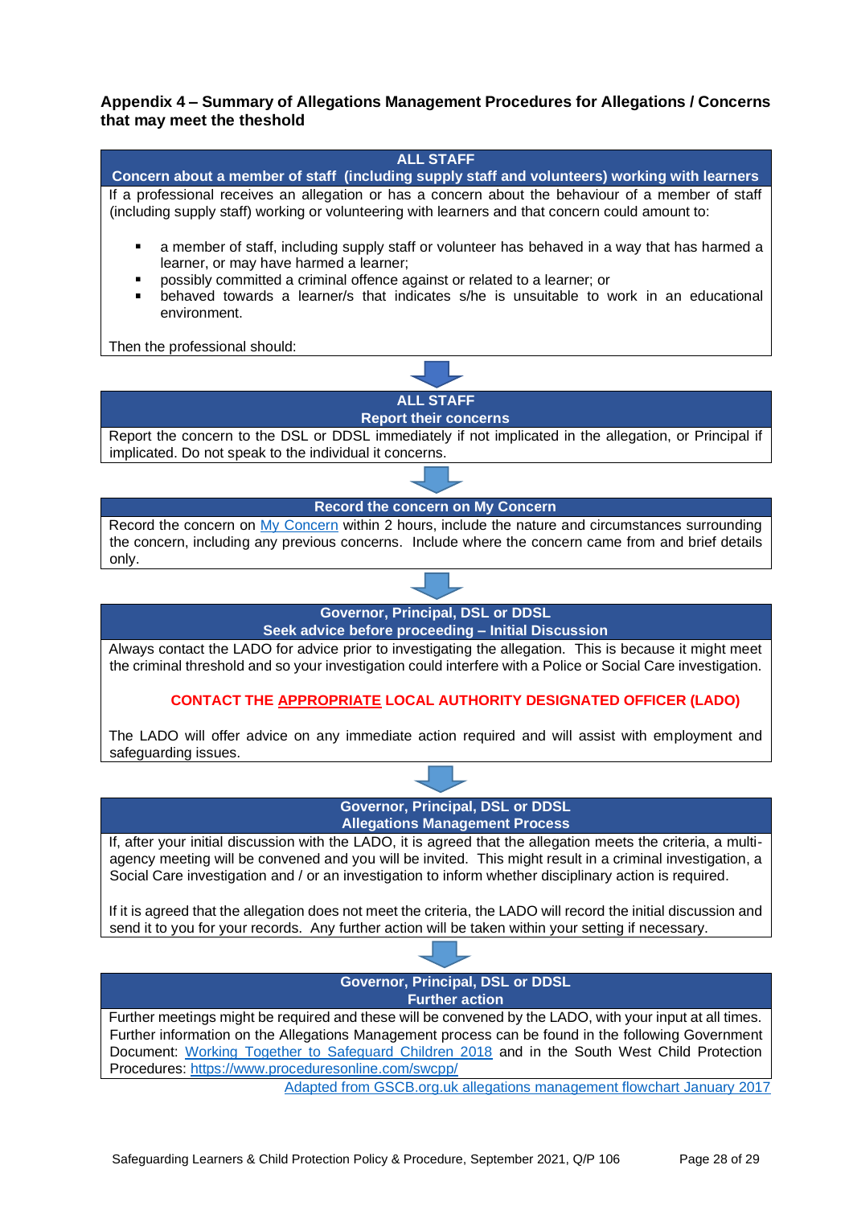### Appendix 4 – Summary of Allegations Management Procedures for Allegations / Concerns that may meet the theshold

**ALL STAFF**
**Concern about a member of staff (including supply staff and volunteers) working with learners**

If a professional receives an allegation or has a concern about the behaviour of a member of staff (including supply staff) working or volunteering with learners and that concern could amount to:

- a member of staff, including supply staff or volunteer has behaved in a way that has harmed a learner, or may have harmed a learner;
- possibly committed a criminal offence against or related to a learner; or
- behaved towards a learner/s that indicates s/he is unsuitable to work in an educational environment.

Then the professional should:

↓

**ALL STAFF**
**Report their concerns**

Report the concern to the DSL or DDSL immediately if not implicated in the allegation, or Principal if implicated. Do not speak to the individual it concerns.

↓

**Record the concern on My Concern**

Record the concern on My Concern within 2 hours, include the nature and circumstances surrounding the concern, including any previous concerns. Include where the concern came from and brief details only.

↓

**Governor, Principal, DSL or DDSL**
**Seek advice before proceeding – Initial Discussion**

Always contact the LADO for advice prior to investigating the allegation. This is because it might meet the criminal threshold and so your investigation could interfere with a Police or Social Care investigation.

**CONTACT THE APPROPRIATE LOCAL AUTHORITY DESIGNATED OFFICER (LADO)**

The LADO will offer advice on any immediate action required and will assist with employment and safeguarding issues.

↓

**Governor, Principal, DSL or DDSL**
**Allegations Management Process**

If, after your initial discussion with the LADO, it is agreed that the allegation meets the criteria, a multi-agency meeting will be convened and you will be invited. This might result in a criminal investigation, a Social Care investigation and / or an investigation to inform whether disciplinary action is required.

If it is agreed that the allegation does not meet the criteria, the LADO will record the initial discussion and send it to you for your records. Any further action will be taken within your setting if necessary.

↓

**Governor, Principal, DSL or DDSL**
**Further action**

Further meetings might be required and these will be convened by the LADO, with your input at all times. Further information on the Allegations Management process can be found in the following Government Document: Working Together to Safeguard Children 2018 and in the South West Child Protection Procedures: https://www.proceduresonline.com/swcpp/

Adapted from GSCB.org.uk allegations management flowchart January 2017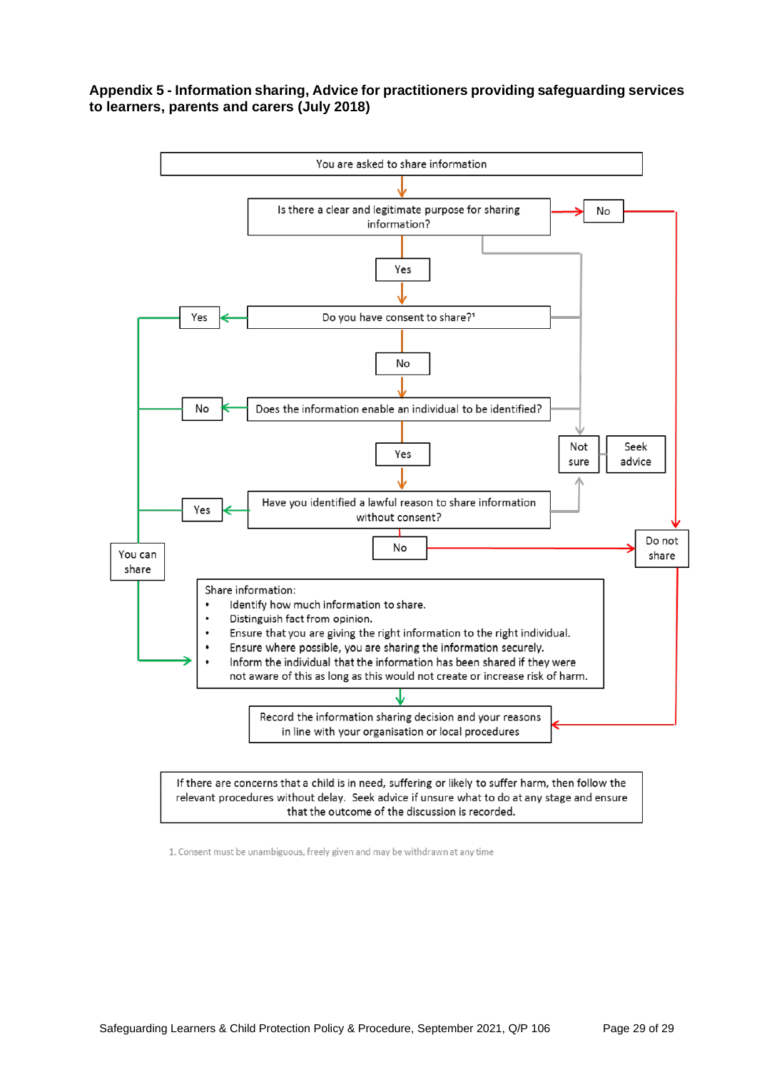**Appendix 5 - Information sharing, Advice for practitioners providing safeguarding services to learners, parents and carers (July 2018)**

You are asked to share information

Is there a clear and legitimate purpose for sharing information?

No

Yes

Do you have consent to share?[1]

Yes

No

Does the information enable an individual to be identified?

No

Yes

Not sure

Seek advice

Have you identified a lawful reason to share information without consent?

Yes

No

You can share

Do not share

Share information:

- Identify how much information to share.
- Distinguish fact from opinion.
- Ensure that you are giving the right information to the right individual.
- Ensure where possible, you are sharing the information securely.
- Inform the individual that the information has been shared if they were not aware of this as long as this would not create or increase risk of harm.

Record the information sharing decision and your reasons in line with your organisation or local procedures

If there are concerns that a child is in need, suffering or likely to suffer harm, then follow the relevant procedures without delay. Seek advice if unsure what to do at any stage and ensure that the outcome of the discussion is recorded.

1. Consent must be unambiguous, freely given and may be withdrawn at any time

Safeguarding Learners & Child Protection Policy & Procedure, September 2021, Q/P 106